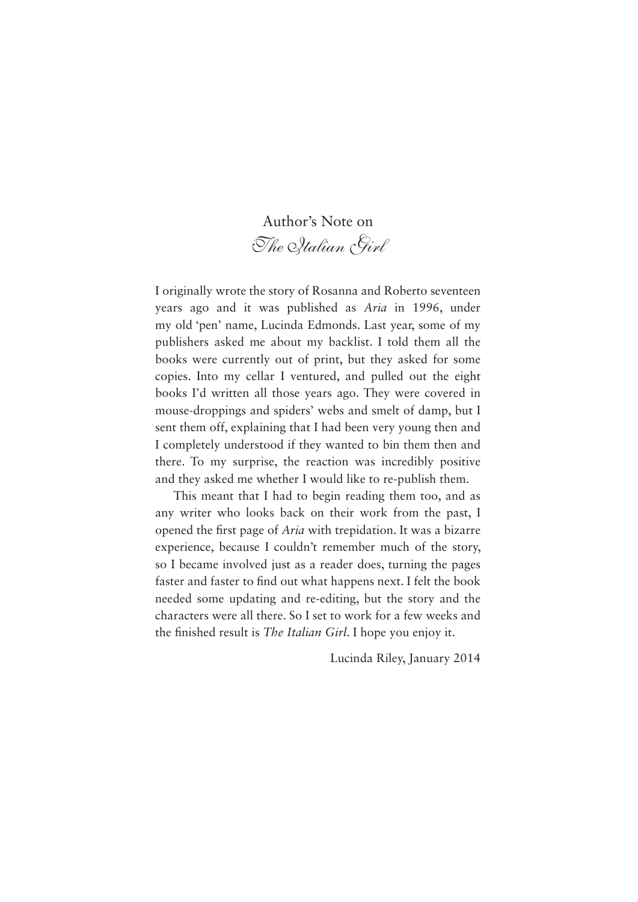# Author's Note on *The Italian Girl*

I originally wrote the story of Rosanna and Roberto seventeen years ago and it was published as *Aria* in 1996, under my old 'pen' name, Lucinda Edmonds. Last year, some of my publishers asked me about my backlist. I told them all the books were currently out of print, but they asked for some copies. Into my cellar I ventured, and pulled out the eight books I'd written all those years ago. They were covered in mouse-droppings and spiders' webs and smelt of damp, but I sent them off, explaining that I had been very young then and I completely understood if they wanted to bin them then and there. To my surprise, the reaction was incredibly positive and they asked me whether I would like to re-publish them.

This meant that I had to begin reading them too, and as any writer who looks back on their work from the past, I opened the first page of *Aria* with trepidation. It was a bizarre experience, because I couldn't remember much of the story, so I became involved just as a reader does, turning the pages faster and faster to find out what happens next. I felt the book needed some updating and re-editing, but the story and the characters were all there. So I set to work for a few weeks and the finished result is *The Italian Girl*. I hope you enjoy it.

Lucinda Riley, January 2014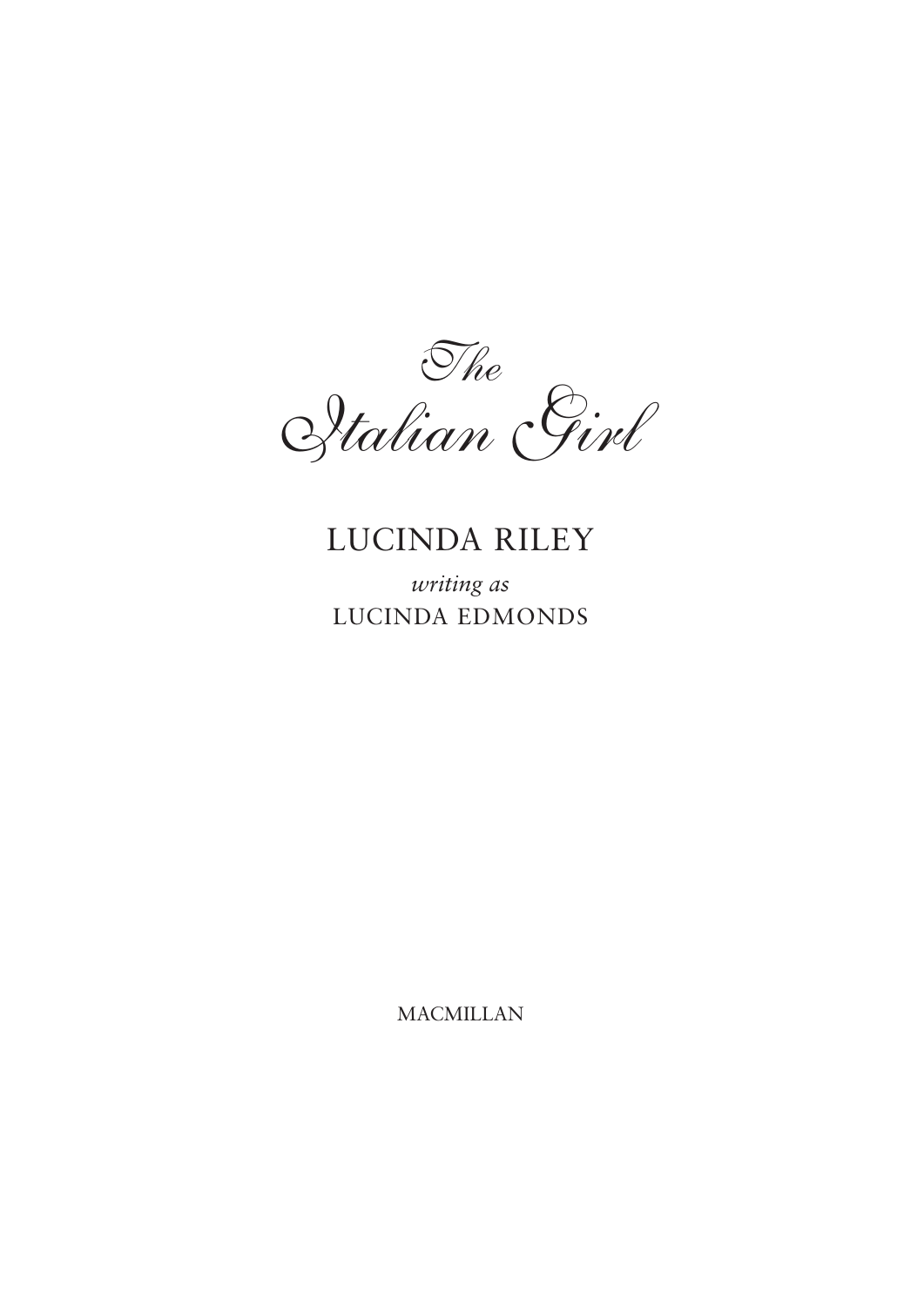# *The Italian Girl*

LUCINDA RILEY

*writing as*

LUCINDA EDMONDS

MACMILLAN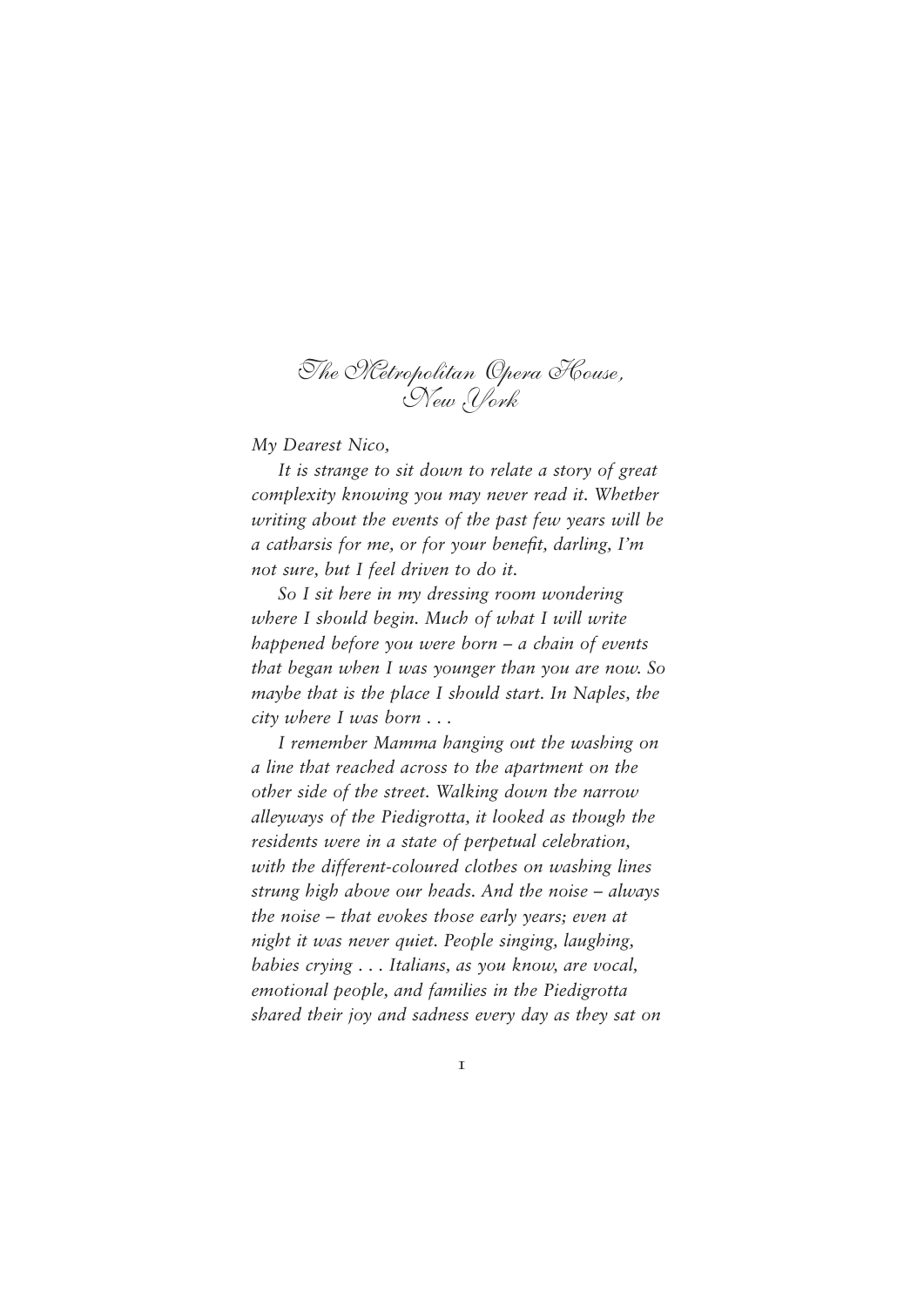# The Metropolitan Opera House, New York

*My Dearest Nico,*

*It is strange to sit down to relate a story of great complexity knowing you may never read it. Whether writing about the events of the past few years will be a catharsis for me, or for your benefit, darling, I'm not sure, but I feel driven to do it.*

*So I sit here in my dressing room wondering where I should begin. Much of what I will write happened before you were born – a chain of events that began when I was younger than you are now. So maybe that is the place I should start. In Naples, the city where I was born . . .*

*I remember Mamma hanging out the washing on a line that reached across to the apartment on the other side of the street. Walking down the narrow alleyways of the Piedigrotta, it looked as though the residents were in a state of perpetual celebration, with the different-coloured clothes on washing lines strung high above our heads. And the noise – always the noise – that evokes those early years; even at night it was never quiet. People singing, laughing, babies crying . . . Italians, as you know, are vocal, emotional people, and families in the Piedigrotta shared their joy and sadness every day as they sat on*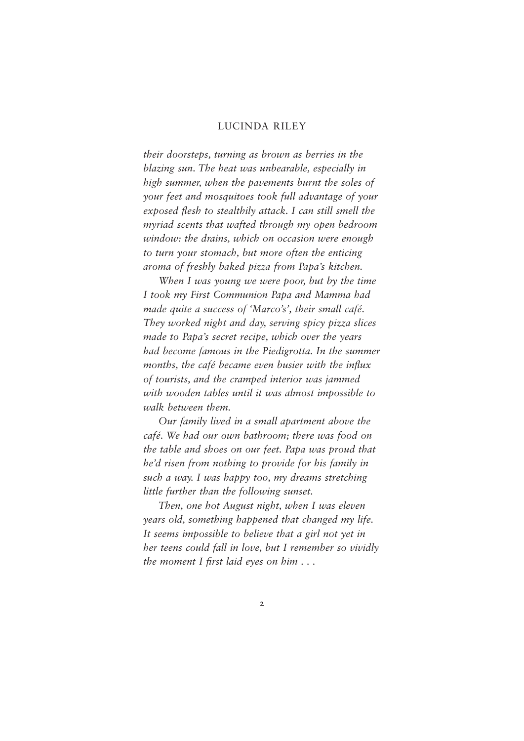*their doorsteps, turning as brown as berries in the blazing sun. The heat was unbearable, especially in high summer, when the pavements burnt the soles of your feet and mosquitoes took full advantage of your exposed flesh to stealthily attack. I can still smell the myriad scents that wafted through my open bedroom window: the drains, which on occasion were enough to turn your stomach, but more often the enticing aroma of freshly baked pizza from Papa's kitchen.*

*When I was young we were poor, but by the time I took my First Communion Papa and Mamma had made quite a success of 'Marco's', their small café. They worked night and day, serving spicy pizza slices made to Papa's secret recipe, which over the years had become famous in the Piedigrotta. In the summer months, the café became even busier with the influx of tourists, and the cramped interior was jammed with wooden tables until it was almost impossible to walk between them.*

*Our family lived in a small apartment above the café. We had our own bathroom; there was food on the table and shoes on our feet. Papa was proud that he'd risen from nothing to provide for his family in such a way. I was happy too, my dreams stretching little further than the following sunset.*

*Then, one hot August night, when I was eleven years old, something happened that changed my life. It seems impossible to believe that a girl not yet in her teens could fall in love, but I remember so vividly the moment I first laid eyes on him . . .*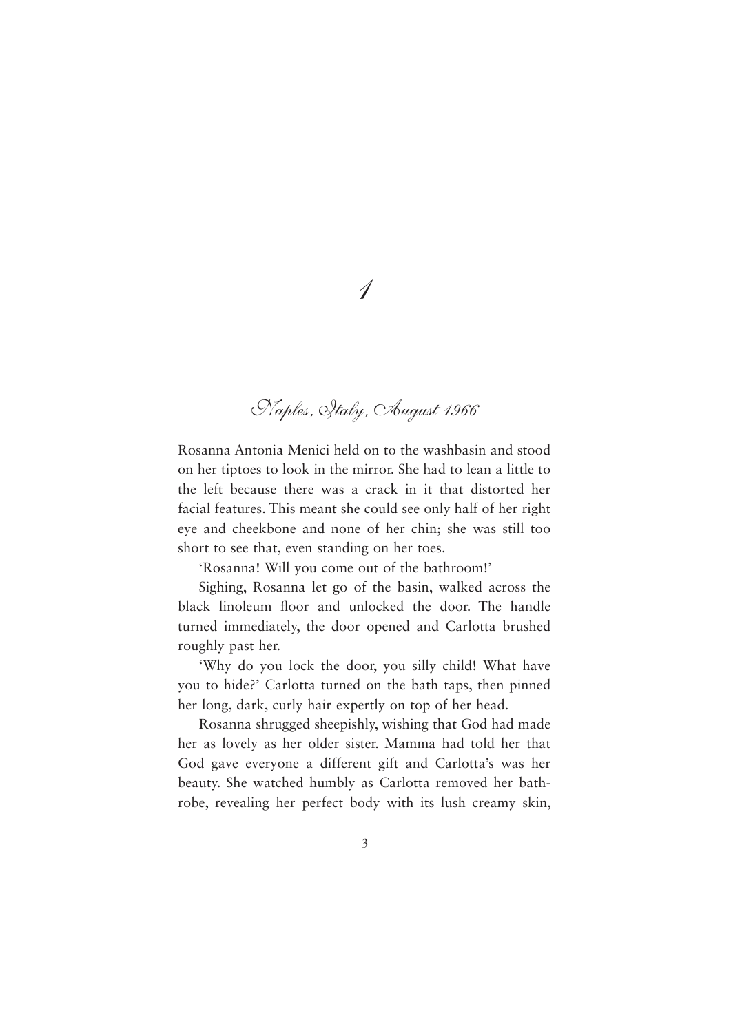# 1

## *Naples, Italy, August 1966*

Rosanna Antonia Menici held on to the washbasin and stood on her tiptoes to look in the mirror. She had to lean a little to the left because there was a crack in it that distorted her facial features. This meant she could see only half of her right eye and cheekbone and none of her chin; she was still too short to see that, even standing on her toes.

'Rosanna! Will you come out of the bathroom!'

Sighing, Rosanna let go of the basin, walked across the black linoleum floor and unlocked the door. The handle turned immediately, the door opened and Carlotta brushed roughly past her.

'Why do you lock the door, you silly child! What have you to hide?' Carlotta turned on the bath taps, then pinned her long, dark, curly hair expertly on top of her head.

Rosanna shrugged sheepishly, wishing that God had made her as lovely as her older sister. Mamma had told her that God gave everyone a different gift and Carlotta's was her beauty. She watched humbly as Carlotta removed her bathrobe, revealing her perfect body with its lush creamy skin,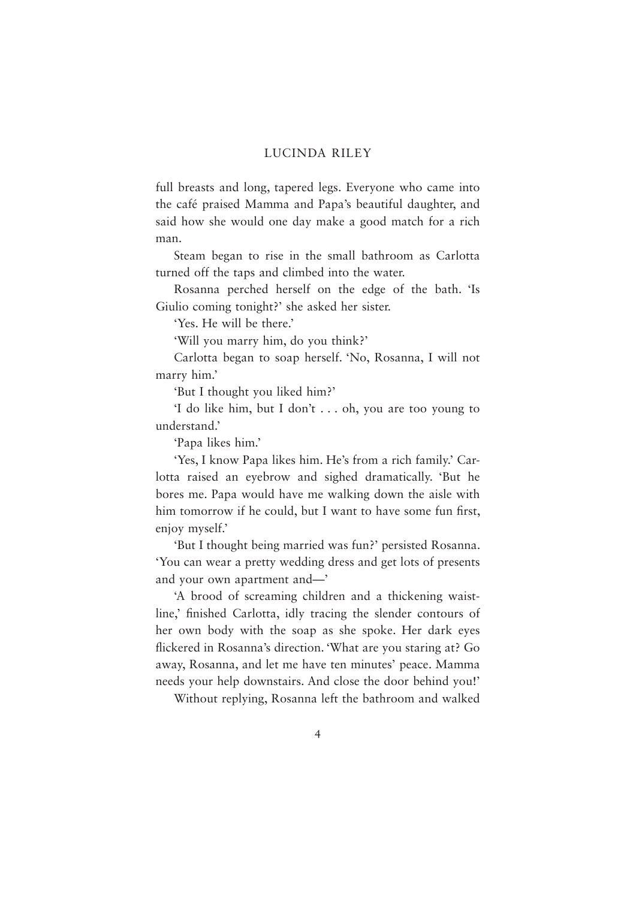full breasts and long, tapered legs. Everyone who came into the café praised Mamma and Papa's beautiful daughter, and said how she would one day make a good match for a rich man.

Steam began to rise in the small bathroom as Carlotta turned off the taps and climbed into the water.

Rosanna perched herself on the edge of the bath. 'Is Giulio coming tonight?' she asked her sister.

'Yes. He will be there.'

'Will you marry him, do you think?'

Carlotta began to soap herself. 'No, Rosanna, I will not marry him.'

'But I thought you liked him?'

'I do like him, but I don't . . . oh, you are too young to understand.'

'Papa likes him.'

'Yes, I know Papa likes him. He's from a rich family.' Carlotta raised an eyebrow and sighed dramatically. 'But he bores me. Papa would have me walking down the aisle with him tomorrow if he could, but I want to have some fun first, enjoy myself.'

'But I thought being married was fun?' persisted Rosanna. 'You can wear a pretty wedding dress and get lots of presents and your own apartment and—'

'A brood of screaming children and a thickening waistline,' finished Carlotta, idly tracing the slender contours of her own body with the soap as she spoke. Her dark eyes flickered in Rosanna's direction. 'What are you staring at? Go away, Rosanna, and let me have ten minutes' peace. Mamma needs your help downstairs. And close the door behind you!'

Without replying, Rosanna left the bathroom and walked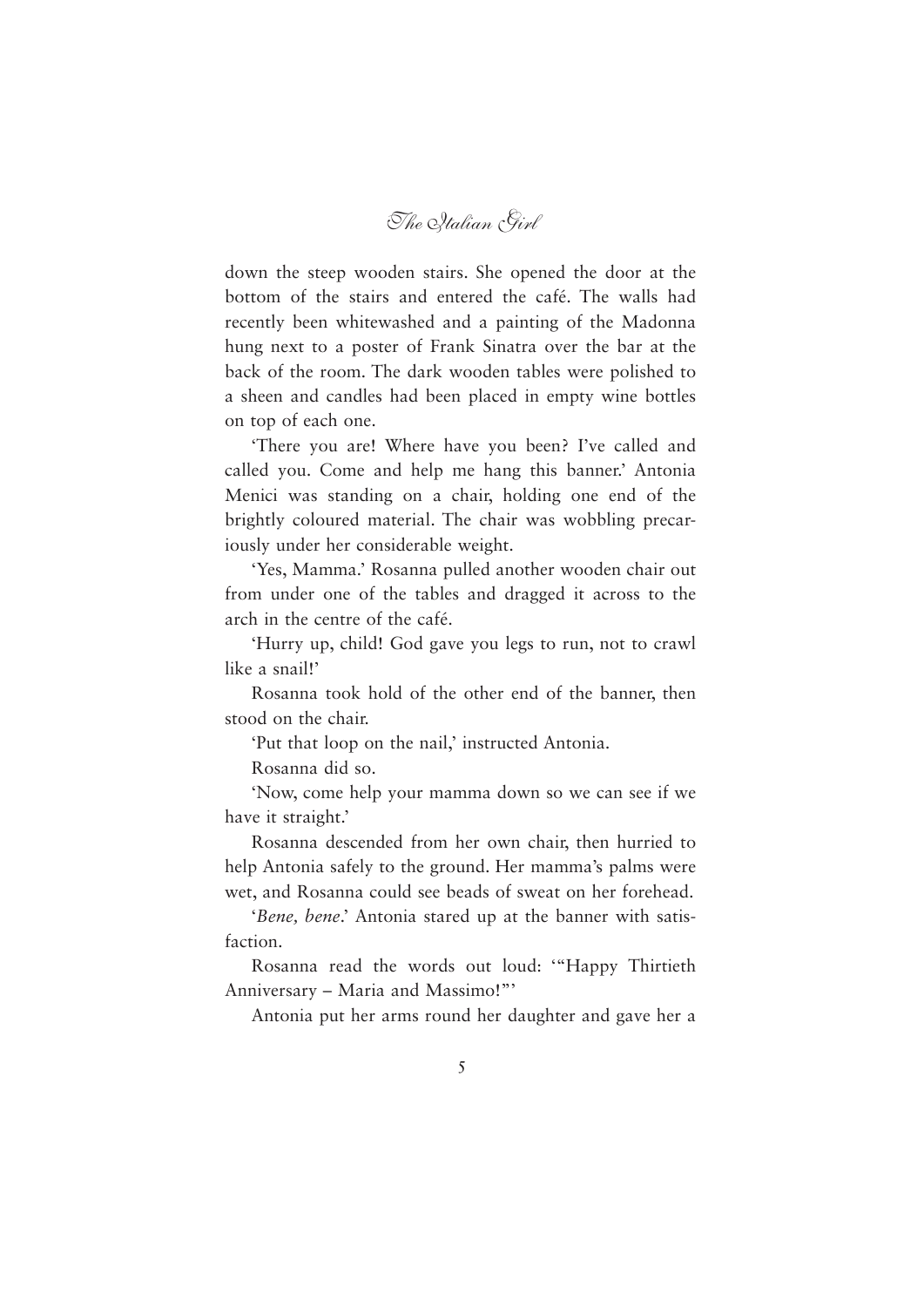down the steep wooden stairs. She opened the door at the bottom of the stairs and entered the café. The walls had recently been whitewashed and a painting of the Madonna hung next to a poster of Frank Sinatra over the bar at the back of the room. The dark wooden tables were polished to a sheen and candles had been placed in empty wine bottles on top of each one.

'There you are! Where have you been? I've called and called you. Come and help me hang this banner.' Antonia Menici was standing on a chair, holding one end of the brightly coloured material. The chair was wobbling precariously under her considerable weight.

'Yes, Mamma.' Rosanna pulled another wooden chair out from under one of the tables and dragged it across to the arch in the centre of the café.

'Hurry up, child! God gave you legs to run, not to crawl like a snail!'

Rosanna took hold of the other end of the banner, then stood on the chair.

'Put that loop on the nail,' instructed Antonia.

Rosanna did so.

'Now, come help your mamma down so we can see if we have it straight.'

Rosanna descended from her own chair, then hurried to help Antonia safely to the ground. Her mamma's palms were wet, and Rosanna could see beads of sweat on her forehead.

'*Bene, bene*.' Antonia stared up at the banner with satisfaction.

Rosanna read the words out loud: '"Happy Thirtieth Anniversary – Maria and Massimo!"'

Antonia put her arms round her daughter and gave her a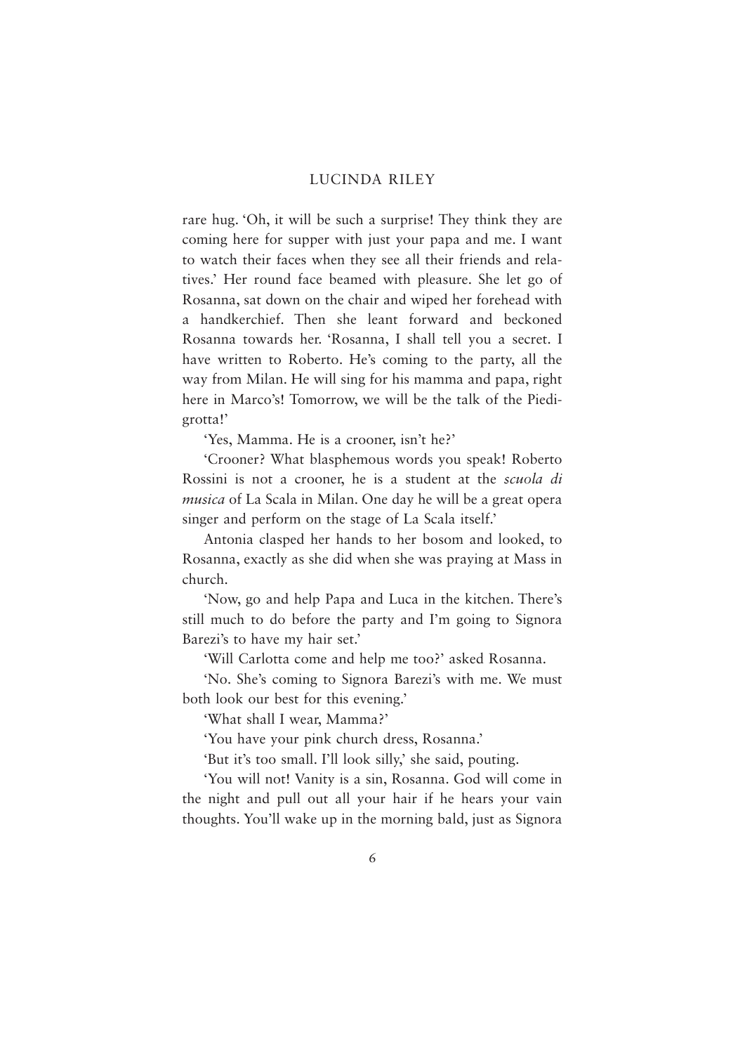rare hug. 'Oh, it will be such a surprise! They think they are coming here for supper with just your papa and me. I want to watch their faces when they see all their friends and relatives.' Her round face beamed with pleasure. She let go of Rosanna, sat down on the chair and wiped her forehead with a handkerchief. Then she leant forward and beckoned Rosanna towards her. 'Rosanna, I shall tell you a secret. I have written to Roberto. He's coming to the party, all the way from Milan. He will sing for his mamma and papa, right here in Marco's! Tomorrow, we will be the talk of the Piedigrotta!'

'Yes, Mamma. He is a crooner, isn't he?'

'Crooner? What blasphemous words you speak! Roberto Rossini is not a crooner, he is a student at the *scuola di musica* of La Scala in Milan. One day he will be a great opera singer and perform on the stage of La Scala itself.'

Antonia clasped her hands to her bosom and looked, to Rosanna, exactly as she did when she was praying at Mass in church.

'Now, go and help Papa and Luca in the kitchen. There's still much to do before the party and I'm going to Signora Barezi's to have my hair set.'

'Will Carlotta come and help me too?' asked Rosanna.

'No. She's coming to Signora Barezi's with me. We must both look our best for this evening.'

'What shall I wear, Mamma?'

'You have your pink church dress, Rosanna.'

'But it's too small. I'll look silly,' she said, pouting.

'You will not! Vanity is a sin, Rosanna. God will come in the night and pull out all your hair if he hears your vain thoughts. You'll wake up in the morning bald, just as Signora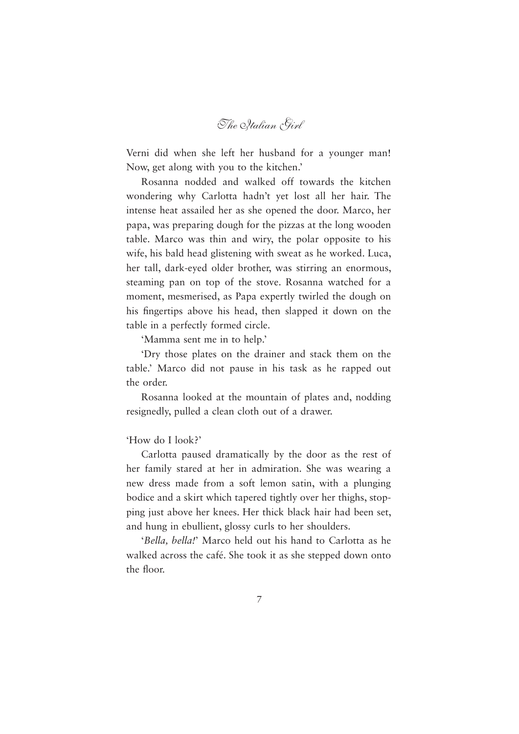Verni did when she left her husband for a younger man! Now, get along with you to the kitchen.'

Rosanna nodded and walked off towards the kitchen wondering why Carlotta hadn't yet lost all her hair. The intense heat assailed her as she opened the door. Marco, her papa, was preparing dough for the pizzas at the long wooden table. Marco was thin and wiry, the polar opposite to his wife, his bald head glistening with sweat as he worked. Luca, her tall, dark-eyed older brother, was stirring an enormous, steaming pan on top of the stove. Rosanna watched for a moment, mesmerised, as Papa expertly twirled the dough on his fingertips above his head, then slapped it down on the table in a perfectly formed circle.

'Mamma sent me in to help.'

'Dry those plates on the drainer and stack them on the table.' Marco did not pause in his task as he rapped out the order.

Rosanna looked at the mountain of plates and, nodding resignedly, pulled a clean cloth out of a drawer.

'How do I look?'

Carlotta paused dramatically by the door as the rest of her family stared at her in admiration. She was wearing a new dress made from a soft lemon satin, with a plunging bodice and a skirt which tapered tightly over her thighs, stopping just above her knees. Her thick black hair had been set, and hung in ebullient, glossy curls to her shoulders.

'*Bella, bella!*' Marco held out his hand to Carlotta as he walked across the café. She took it as she stepped down onto the floor.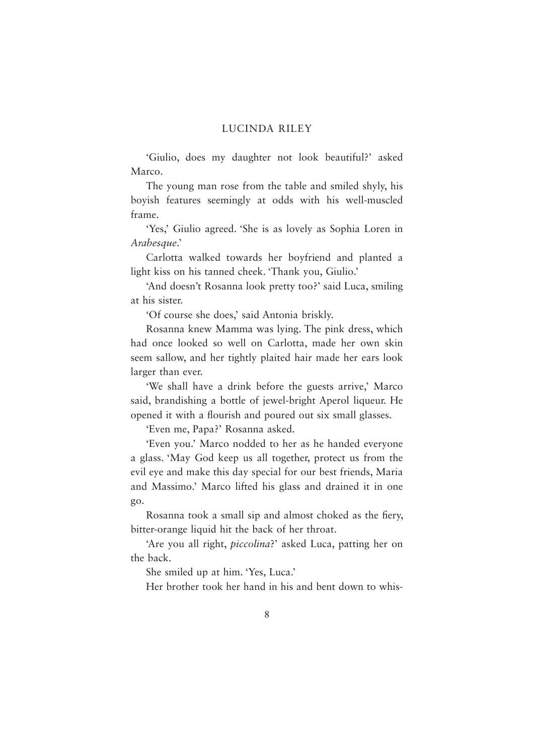'Giulio, does my daughter not look beautiful?' asked Marco.

The young man rose from the table and smiled shyly, his boyish features seemingly at odds with his well-muscled frame.

'Yes,' Giulio agreed. 'She is as lovely as Sophia Loren in *Arabesque*.'

Carlotta walked towards her boyfriend and planted a light kiss on his tanned cheek. 'Thank you, Giulio.'

'And doesn't Rosanna look pretty too?' said Luca, smiling at his sister.

'Of course she does,' said Antonia briskly.

Rosanna knew Mamma was lying. The pink dress, which had once looked so well on Carlotta, made her own skin seem sallow, and her tightly plaited hair made her ears look larger than ever.

'We shall have a drink before the guests arrive,' Marco said, brandishing a bottle of jewel-bright Aperol liqueur. He opened it with a flourish and poured out six small glasses.

'Even me, Papa?' Rosanna asked.

'Even you.' Marco nodded to her as he handed everyone a glass. 'May God keep us all together, protect us from the evil eye and make this day special for our best friends, Maria and Massimo.' Marco lifted his glass and drained it in one go.

Rosanna took a small sip and almost choked as the fiery, bitter-orange liquid hit the back of her throat.

'Are you all right, *piccolina*?' asked Luca, patting her on the back.

She smiled up at him. 'Yes, Luca.'

Her brother took her hand in his and bent down to whis-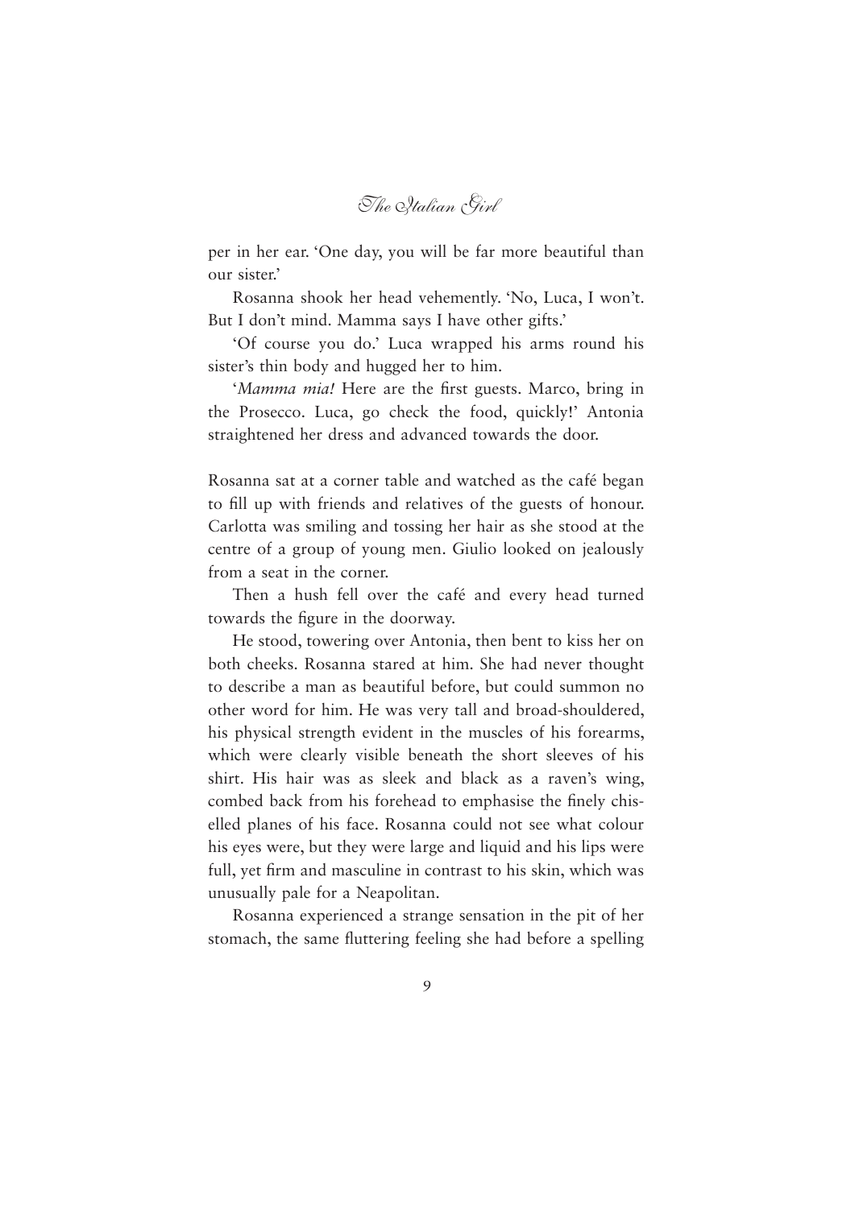per in her ear. 'One day, you will be far more beautiful than our sister.'

Rosanna shook her head vehemently. 'No, Luca, I won't. But I don't mind. Mamma says I have other gifts.'

'Of course you do.' Luca wrapped his arms round his sister's thin body and hugged her to him.

'*Mamma mia!* Here are the first guests. Marco, bring in the Prosecco. Luca, go check the food, quickly!' Antonia straightened her dress and advanced towards the door.

Rosanna sat at a corner table and watched as the café began to fill up with friends and relatives of the guests of honour. Carlotta was smiling and tossing her hair as she stood at the centre of a group of young men. Giulio looked on jealously from a seat in the corner.

Then a hush fell over the café and every head turned towards the figure in the doorway.

He stood, towering over Antonia, then bent to kiss her on both cheeks. Rosanna stared at him. She had never thought to describe a man as beautiful before, but could summon no other word for him. He was very tall and broad-shouldered, his physical strength evident in the muscles of his forearms, which were clearly visible beneath the short sleeves of his shirt. His hair was as sleek and black as a raven's wing, combed back from his forehead to emphasise the finely chiselled planes of his face. Rosanna could not see what colour his eyes were, but they were large and liquid and his lips were full, yet firm and masculine in contrast to his skin, which was unusually pale for a Neapolitan.

Rosanna experienced a strange sensation in the pit of her stomach, the same fluttering feeling she had before a spelling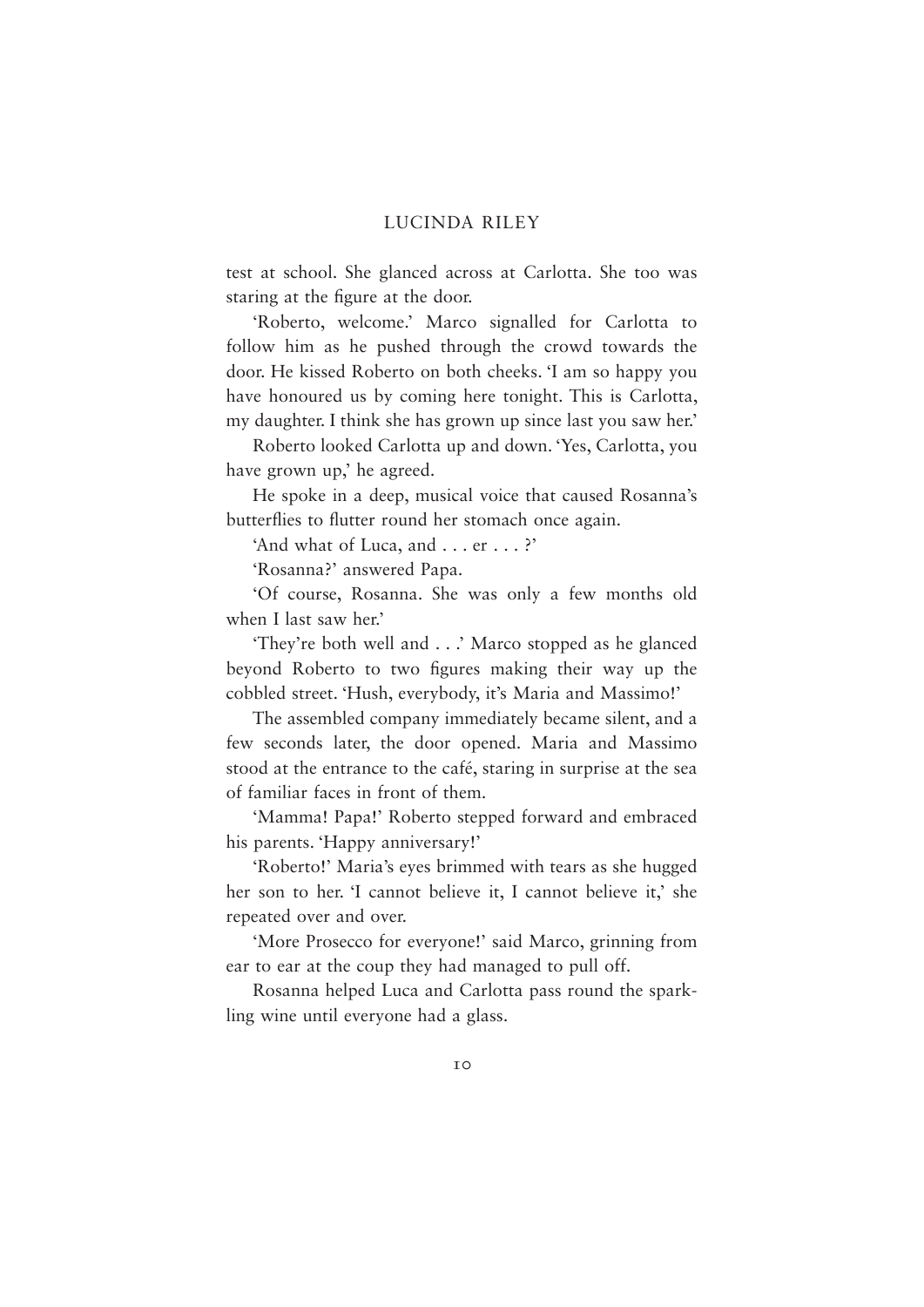test at school. She glanced across at Carlotta. She too was staring at the figure at the door.

'Roberto, welcome.' Marco signalled for Carlotta to follow him as he pushed through the crowd towards the door. He kissed Roberto on both cheeks. 'I am so happy you have honoured us by coming here tonight. This is Carlotta, my daughter. I think she has grown up since last you saw her.'

Roberto looked Carlotta up and down. 'Yes, Carlotta, you have grown up,' he agreed.

He spoke in a deep, musical voice that caused Rosanna's butterflies to flutter round her stomach once again.

'And what of Luca, and . . . er . . . ?'

'Rosanna?' answered Papa.

'Of course, Rosanna. She was only a few months old when I last saw her.'

'They're both well and . . .' Marco stopped as he glanced beyond Roberto to two figures making their way up the cobbled street. 'Hush, everybody, it's Maria and Massimo!'

The assembled company immediately became silent, and a few seconds later, the door opened. Maria and Massimo stood at the entrance to the café, staring in surprise at the sea of familiar faces in front of them.

'Mamma! Papa!' Roberto stepped forward and embraced his parents. 'Happy anniversary!'

'Roberto!' Maria's eyes brimmed with tears as she hugged her son to her. 'I cannot believe it, I cannot believe it,' she repeated over and over.

'More Prosecco for everyone!' said Marco, grinning from ear to ear at the coup they had managed to pull off.

Rosanna helped Luca and Carlotta pass round the sparkling wine until everyone had a glass.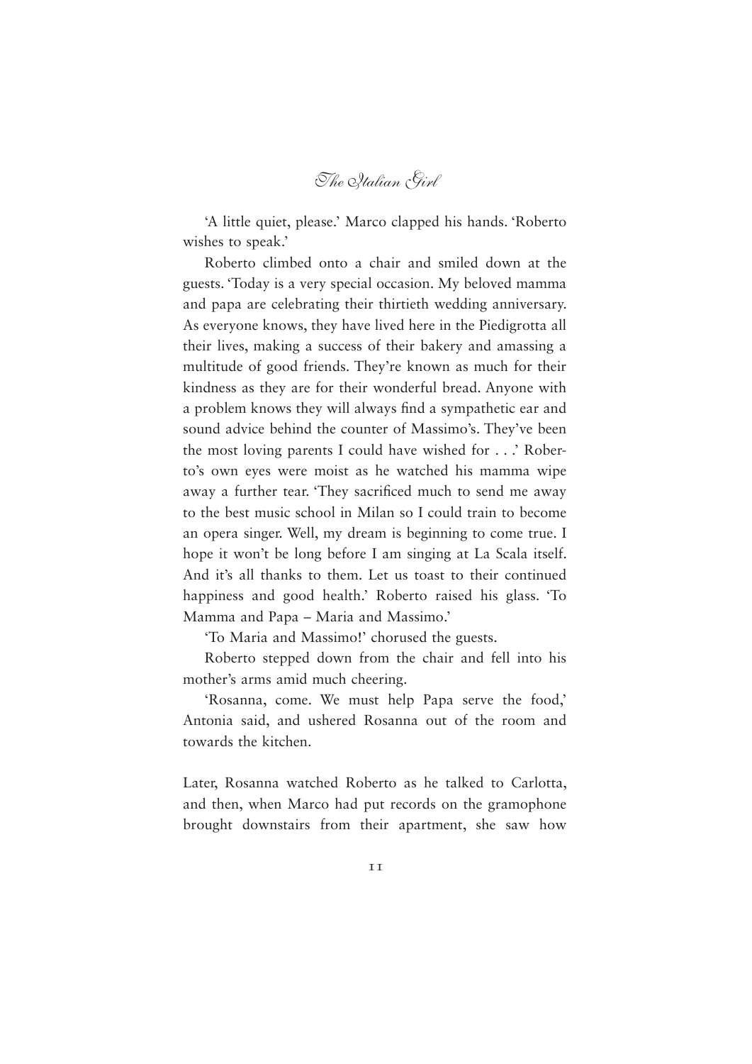'A little quiet, please.' Marco clapped his hands. 'Roberto wishes to speak.'

Roberto climbed onto a chair and smiled down at the guests. 'Today is a very special occasion. My beloved mamma and papa are celebrating their thirtieth wedding anniversary. As everyone knows, they have lived here in the Piedigrotta all their lives, making a success of their bakery and amassing a multitude of good friends. They're known as much for their kindness as they are for their wonderful bread. Anyone with a problem knows they will always find a sympathetic ear and sound advice behind the counter of Massimo's. They've been the most loving parents I could have wished for . . .' Roberto's own eyes were moist as he watched his mamma wipe away a further tear. 'They sacrificed much to send me away to the best music school in Milan so I could train to become an opera singer. Well, my dream is beginning to come true. I hope it won't be long before I am singing at La Scala itself. And it's all thanks to them. Let us toast to their continued happiness and good health.' Roberto raised his glass. 'To Mamma and Papa – Maria and Massimo.'

'To Maria and Massimo!' chorused the guests.

Roberto stepped down from the chair and fell into his mother's arms amid much cheering.

'Rosanna, come. We must help Papa serve the food,' Antonia said, and ushered Rosanna out of the room and towards the kitchen.

Later, Rosanna watched Roberto as he talked to Carlotta, and then, when Marco had put records on the gramophone brought downstairs from their apartment, she saw how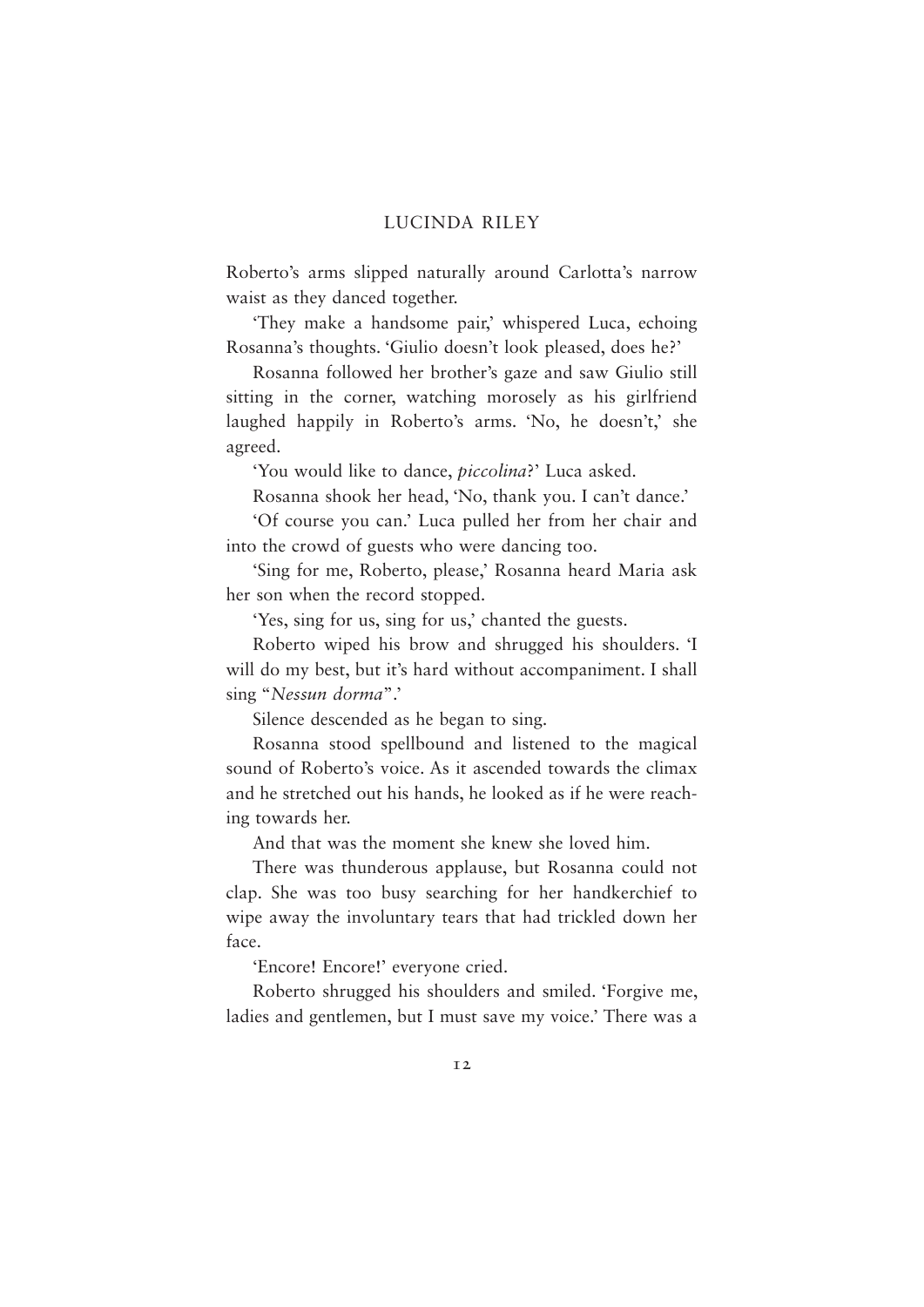Roberto's arms slipped naturally around Carlotta's narrow waist as they danced together.

'They make a handsome pair,' whispered Luca, echoing Rosanna's thoughts. 'Giulio doesn't look pleased, does he?'

Rosanna followed her brother's gaze and saw Giulio still sitting in the corner, watching morosely as his girlfriend laughed happily in Roberto's arms. 'No, he doesn't,' she agreed.

'You would like to dance, *piccolina*?' Luca asked.

Rosanna shook her head, 'No, thank you. I can't dance.'

'Of course you can.' Luca pulled her from her chair and into the crowd of guests who were dancing too.

'Sing for me, Roberto, please,' Rosanna heard Maria ask her son when the record stopped.

'Yes, sing for us, sing for us,' chanted the guests.

Roberto wiped his brow and shrugged his shoulders. 'I will do my best, but it's hard without accompaniment. I shall sing "*Nessun dorma*".'

Silence descended as he began to sing.

Rosanna stood spellbound and listened to the magical sound of Roberto's voice. As it ascended towards the climax and he stretched out his hands, he looked as if he were reaching towards her.

And that was the moment she knew she loved him.

There was thunderous applause, but Rosanna could not clap. She was too busy searching for her handkerchief to wipe away the involuntary tears that had trickled down her face.

'Encore! Encore!' everyone cried.

Roberto shrugged his shoulders and smiled. 'Forgive me, ladies and gentlemen, but I must save my voice.' There was a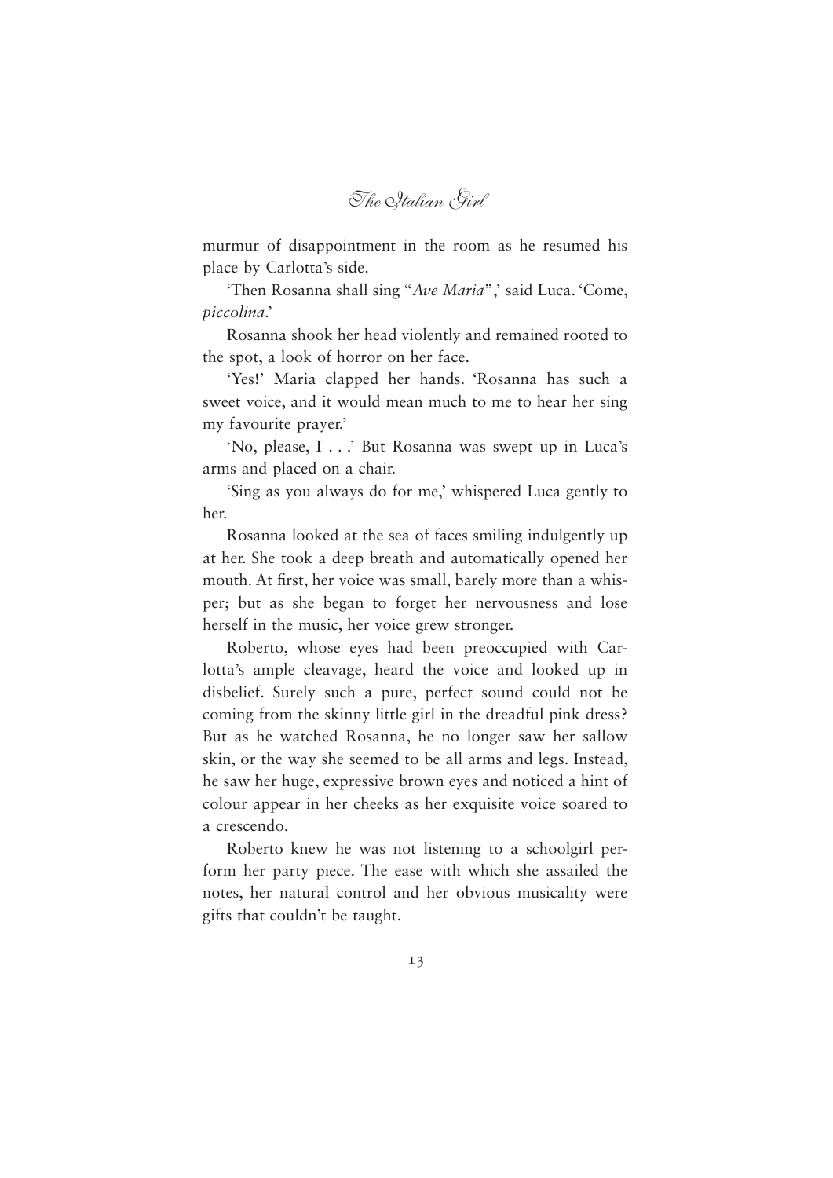murmur of disappointment in the room as he resumed his place by Carlotta's side.

'Then Rosanna shall sing "*Ave Maria*",' said Luca. 'Come, *piccolina*.'

Rosanna shook her head violently and remained rooted to the spot, a look of horror on her face.

'Yes!' Maria clapped her hands. 'Rosanna has such a sweet voice, and it would mean much to me to hear her sing my favourite prayer.'

'No, please, I . . .' But Rosanna was swept up in Luca's arms and placed on a chair.

'Sing as you always do for me,' whispered Luca gently to her.

Rosanna looked at the sea of faces smiling indulgently up at her. She took a deep breath and automatically opened her mouth. At first, her voice was small, barely more than a whisper; but as she began to forget her nervousness and lose herself in the music, her voice grew stronger.

Roberto, whose eyes had been preoccupied with Carlotta's ample cleavage, heard the voice and looked up in disbelief. Surely such a pure, perfect sound could not be coming from the skinny little girl in the dreadful pink dress? But as he watched Rosanna, he no longer saw her sallow skin, or the way she seemed to be all arms and legs. Instead, he saw her huge, expressive brown eyes and noticed a hint of colour appear in her cheeks as her exquisite voice soared to a crescendo.

Roberto knew he was not listening to a schoolgirl perform her party piece. The ease with which she assailed the notes, her natural control and her obvious musicality were gifts that couldn't be taught.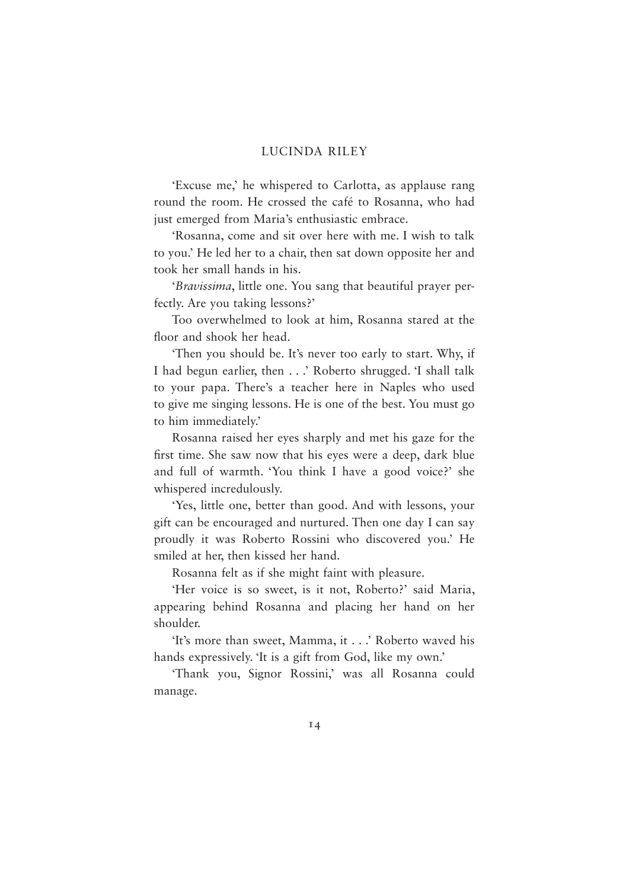'Excuse me,' he whispered to Carlotta, as applause rang round the room. He crossed the café to Rosanna, who had just emerged from Maria's enthusiastic embrace.

'Rosanna, come and sit over here with me. I wish to talk to you.' He led her to a chair, then sat down opposite her and took her small hands in his.

'*Bravissima*, little one. You sang that beautiful prayer perfectly. Are you taking lessons?'

Too overwhelmed to look at him, Rosanna stared at the floor and shook her head.

'Then you should be. It's never too early to start. Why, if I had begun earlier, then . . .' Roberto shrugged. 'I shall talk to your papa. There's a teacher here in Naples who used to give me singing lessons. He is one of the best. You must go to him immediately.'

Rosanna raised her eyes sharply and met his gaze for the first time. She saw now that his eyes were a deep, dark blue and full of warmth. 'You think I have a good voice?' she whispered incredulously.

'Yes, little one, better than good. And with lessons, your gift can be encouraged and nurtured. Then one day I can say proudly it was Roberto Rossini who discovered you.' He smiled at her, then kissed her hand.

Rosanna felt as if she might faint with pleasure.

'Her voice is so sweet, is it not, Roberto?' said Maria, appearing behind Rosanna and placing her hand on her shoulder.

'It's more than sweet, Mamma, it . . .' Roberto waved his hands expressively. 'It is a gift from God, like my own.'

'Thank you, Signor Rossini,' was all Rosanna could manage.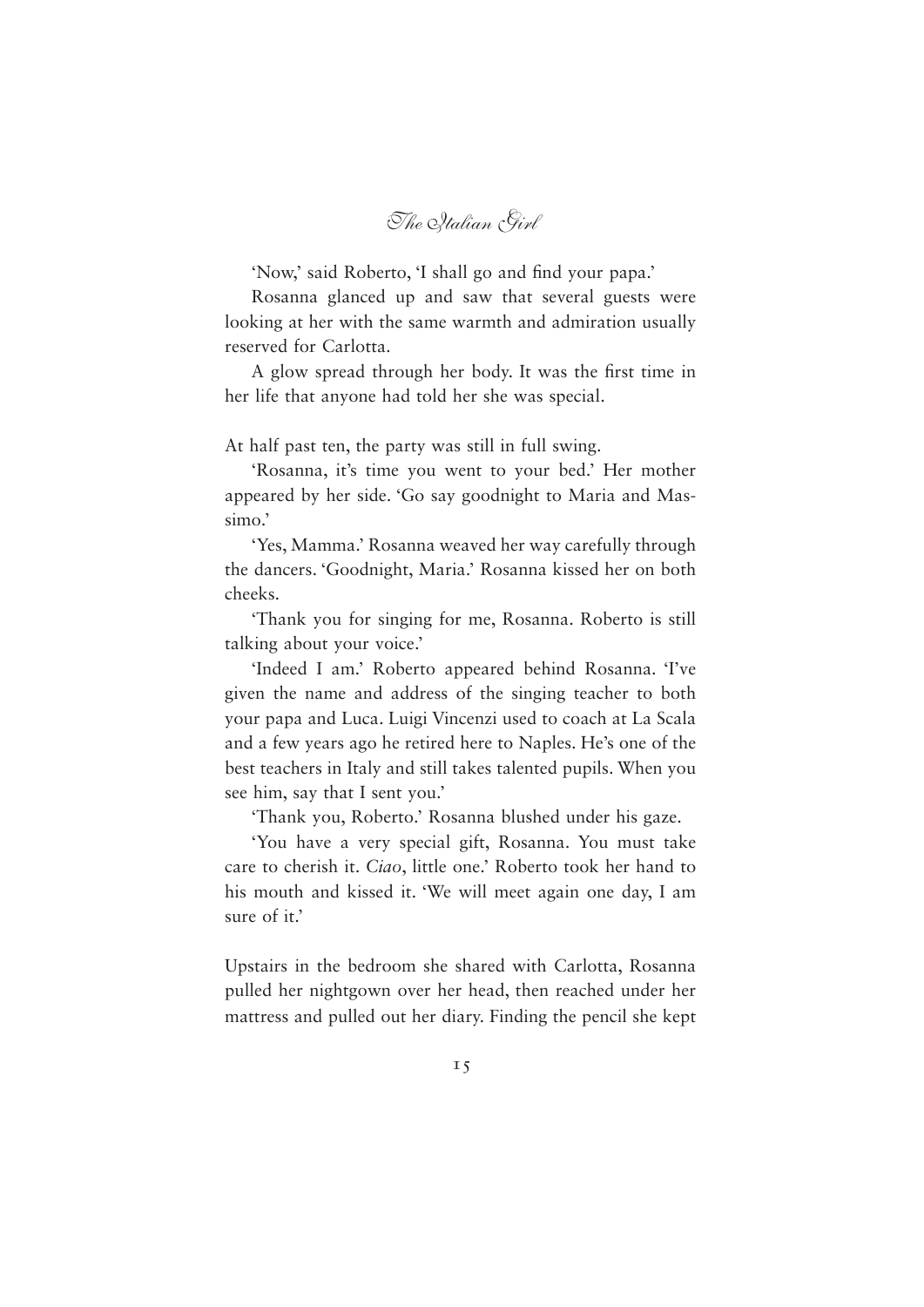'Now,' said Roberto, 'I shall go and find your papa.'

Rosanna glanced up and saw that several guests were looking at her with the same warmth and admiration usually reserved for Carlotta.

A glow spread through her body. It was the first time in her life that anyone had told her she was special.

At half past ten, the party was still in full swing.

'Rosanna, it's time you went to your bed.' Her mother appeared by her side. 'Go say goodnight to Maria and Massimo.'

'Yes, Mamma.' Rosanna weaved her way carefully through the dancers. 'Goodnight, Maria.' Rosanna kissed her on both cheeks.

'Thank you for singing for me, Rosanna. Roberto is still talking about your voice.'

'Indeed I am.' Roberto appeared behind Rosanna. 'I've given the name and address of the singing teacher to both your papa and Luca. Luigi Vincenzi used to coach at La Scala and a few years ago he retired here to Naples. He's one of the best teachers in Italy and still takes talented pupils. When you see him, say that I sent you.'

'Thank you, Roberto.' Rosanna blushed under his gaze.

'You have a very special gift, Rosanna. You must take care to cherish it. *Ciao*, little one.' Roberto took her hand to his mouth and kissed it. 'We will meet again one day, I am sure of it.'

Upstairs in the bedroom she shared with Carlotta, Rosanna pulled her nightgown over her head, then reached under her mattress and pulled out her diary. Finding the pencil she kept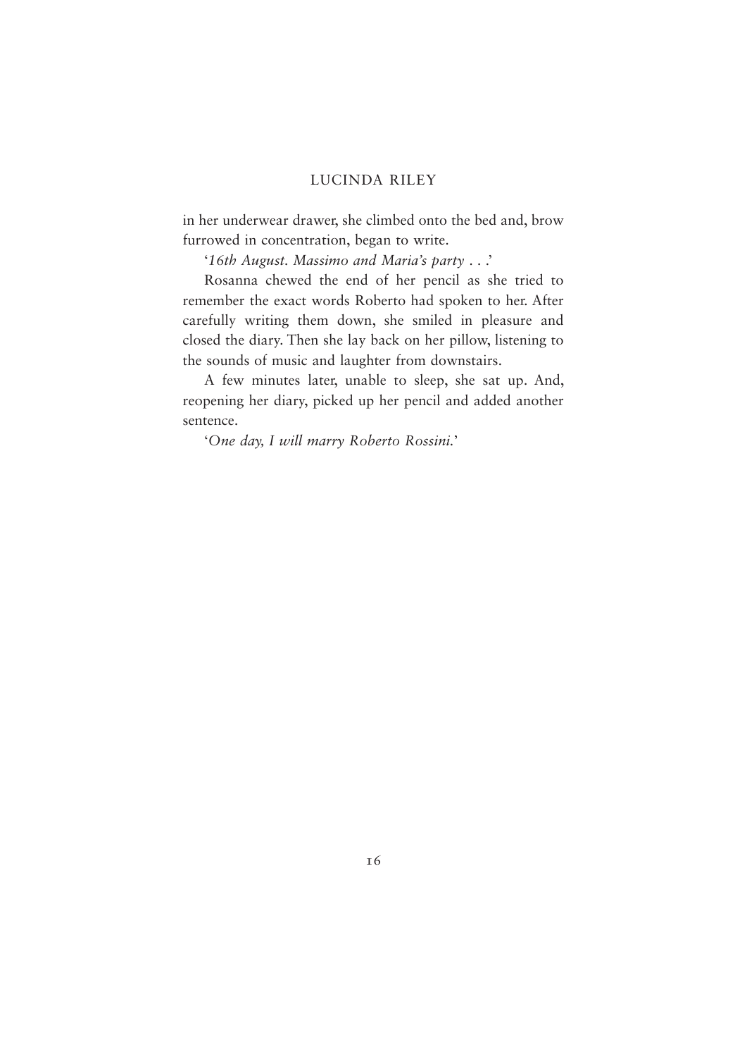in her underwear drawer, she climbed onto the bed and, brow furrowed in concentration, began to write.

'*16th August. Massimo and Maria's party . . .*'

Rosanna chewed the end of her pencil as she tried to remember the exact words Roberto had spoken to her. After carefully writing them down, she smiled in pleasure and closed the diary. Then she lay back on her pillow, listening to the sounds of music and laughter from downstairs.

A few minutes later, unable to sleep, she sat up. And, reopening her diary, picked up her pencil and added another sentence.

'*One day, I will marry Roberto Rossini.*'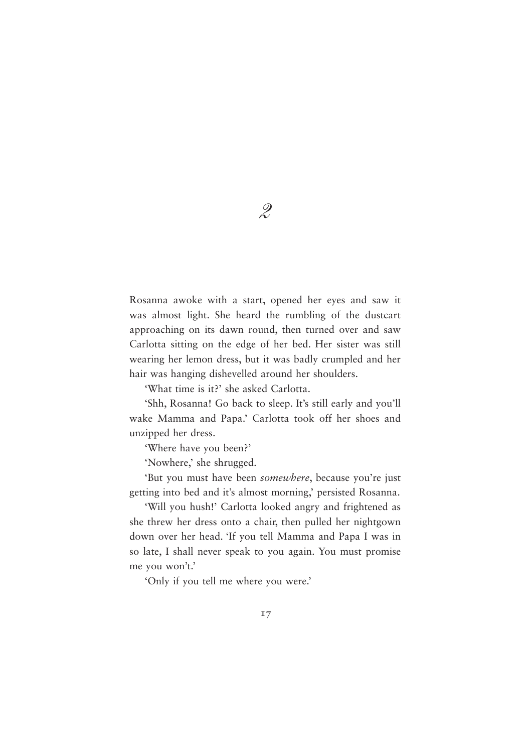# 2

Rosanna awoke with a start, opened her eyes and saw it was almost light. She heard the rumbling of the dustcart approaching on its dawn round, then turned over and saw Carlotta sitting on the edge of her bed. Her sister was still wearing her lemon dress, but it was badly crumpled and her hair was hanging dishevelled around her shoulders.

'What time is it?' she asked Carlotta.

'Shh, Rosanna! Go back to sleep. It's still early and you'll wake Mamma and Papa.' Carlotta took off her shoes and unzipped her dress.

'Where have you been?'

'Nowhere,' she shrugged.

'But you must have been *somewhere*, because you're just getting into bed and it's almost morning,' persisted Rosanna.

'Will you hush!' Carlotta looked angry and frightened as she threw her dress onto a chair, then pulled her nightgown down over her head. 'If you tell Mamma and Papa I was in so late, I shall never speak to you again. You must promise me you won't.'

'Only if you tell me where you were.'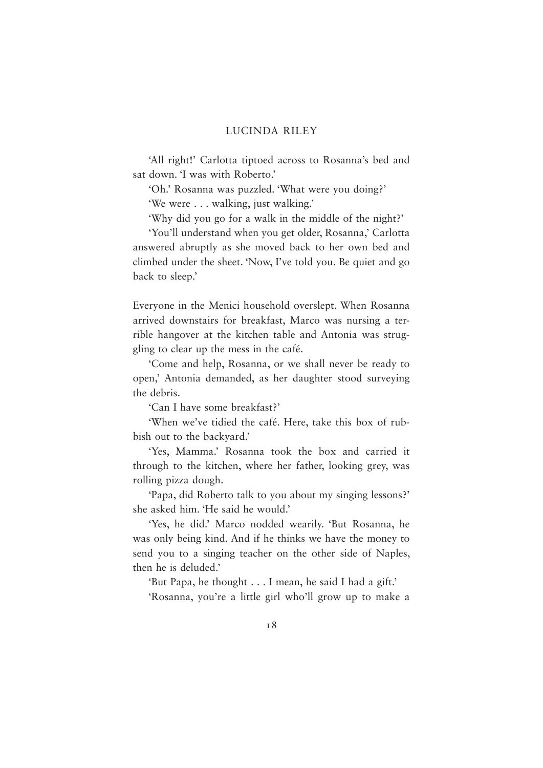'All right!' Carlotta tiptoed across to Rosanna's bed and sat down. 'I was with Roberto.'

'Oh.' Rosanna was puzzled. 'What were you doing?'

'We were . . . walking, just walking.'

'Why did you go for a walk in the middle of the night?'

'You'll understand when you get older, Rosanna,' Carlotta answered abruptly as she moved back to her own bed and climbed under the sheet. 'Now, I've told you. Be quiet and go back to sleep.'

Everyone in the Menici household overslept. When Rosanna arrived downstairs for breakfast, Marco was nursing a terrible hangover at the kitchen table and Antonia was struggling to clear up the mess in the café.

'Come and help, Rosanna, or we shall never be ready to open,' Antonia demanded, as her daughter stood surveying the debris.

'Can I have some breakfast?'

'When we've tidied the café. Here, take this box of rubbish out to the backyard.'

'Yes, Mamma.' Rosanna took the box and carried it through to the kitchen, where her father, looking grey, was rolling pizza dough.

'Papa, did Roberto talk to you about my singing lessons?' she asked him. 'He said he would.'

'Yes, he did.' Marco nodded wearily. 'But Rosanna, he was only being kind. And if he thinks we have the money to send you to a singing teacher on the other side of Naples, then he is deluded.'

'But Papa, he thought . . . I mean, he said I had a gift.'

'Rosanna, you're a little girl who'll grow up to make a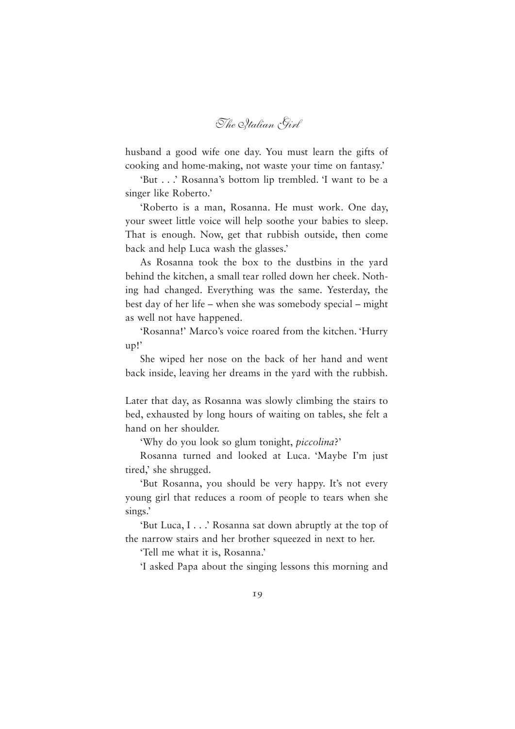husband a good wife one day. You must learn the gifts of cooking and home-making, not waste your time on fantasy.'

'But . . .' Rosanna's bottom lip trembled. 'I want to be a singer like Roberto.'

'Roberto is a man, Rosanna. He must work. One day, your sweet little voice will help soothe your babies to sleep. That is enough. Now, get that rubbish outside, then come back and help Luca wash the glasses.'

As Rosanna took the box to the dustbins in the yard behind the kitchen, a small tear rolled down her cheek. Nothing had changed. Everything was the same. Yesterday, the best day of her life – when she was somebody special – might as well not have happened.

'Rosanna!' Marco's voice roared from the kitchen. 'Hurry up!'

She wiped her nose on the back of her hand and went back inside, leaving her dreams in the yard with the rubbish.

Later that day, as Rosanna was slowly climbing the stairs to bed, exhausted by long hours of waiting on tables, she felt a hand on her shoulder.

'Why do you look so glum tonight, *piccolina*?'

Rosanna turned and looked at Luca. 'Maybe I'm just tired,' she shrugged.

'But Rosanna, you should be very happy. It's not every young girl that reduces a room of people to tears when she sings.'

'But Luca, I . . .' Rosanna sat down abruptly at the top of the narrow stairs and her brother squeezed in next to her.

'Tell me what it is, Rosanna.'

'I asked Papa about the singing lessons this morning and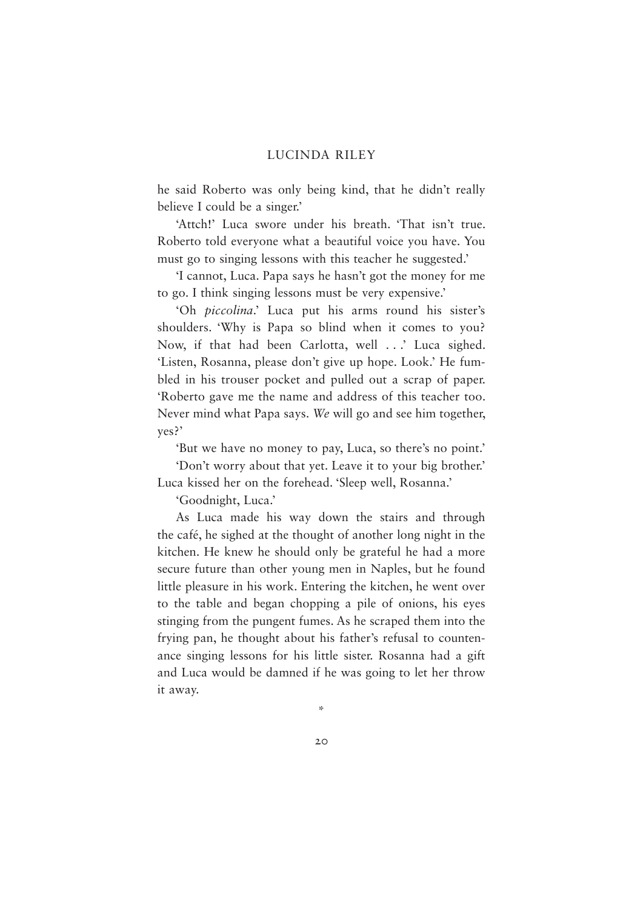he said Roberto was only being kind, that he didn't really believe I could be a singer.'

'Attch!' Luca swore under his breath. 'That isn't true. Roberto told everyone what a beautiful voice you have. You must go to singing lessons with this teacher he suggested.'

'I cannot, Luca. Papa says he hasn't got the money for me to go. I think singing lessons must be very expensive.'

'Oh *piccolina*.' Luca put his arms round his sister's shoulders. 'Why is Papa so blind when it comes to you? Now, if that had been Carlotta, well . . .' Luca sighed. 'Listen, Rosanna, please don't give up hope. Look.' He fumbled in his trouser pocket and pulled out a scrap of paper. 'Roberto gave me the name and address of this teacher too. Never mind what Papa says. *We* will go and see him together, yes?'

'But we have no money to pay, Luca, so there's no point.'

'Don't worry about that yet. Leave it to your big brother.' Luca kissed her on the forehead. 'Sleep well, Rosanna.'

'Goodnight, Luca.'

As Luca made his way down the stairs and through the café, he sighed at the thought of another long night in the kitchen. He knew he should only be grateful he had a more secure future than other young men in Naples, but he found little pleasure in his work. Entering the kitchen, he went over to the table and began chopping a pile of onions, his eyes stinging from the pungent fumes. As he scraped them into the frying pan, he thought about his father's refusal to countenance singing lessons for his little sister. Rosanna had a gift and Luca would be damned if he was going to let her throw it away.

*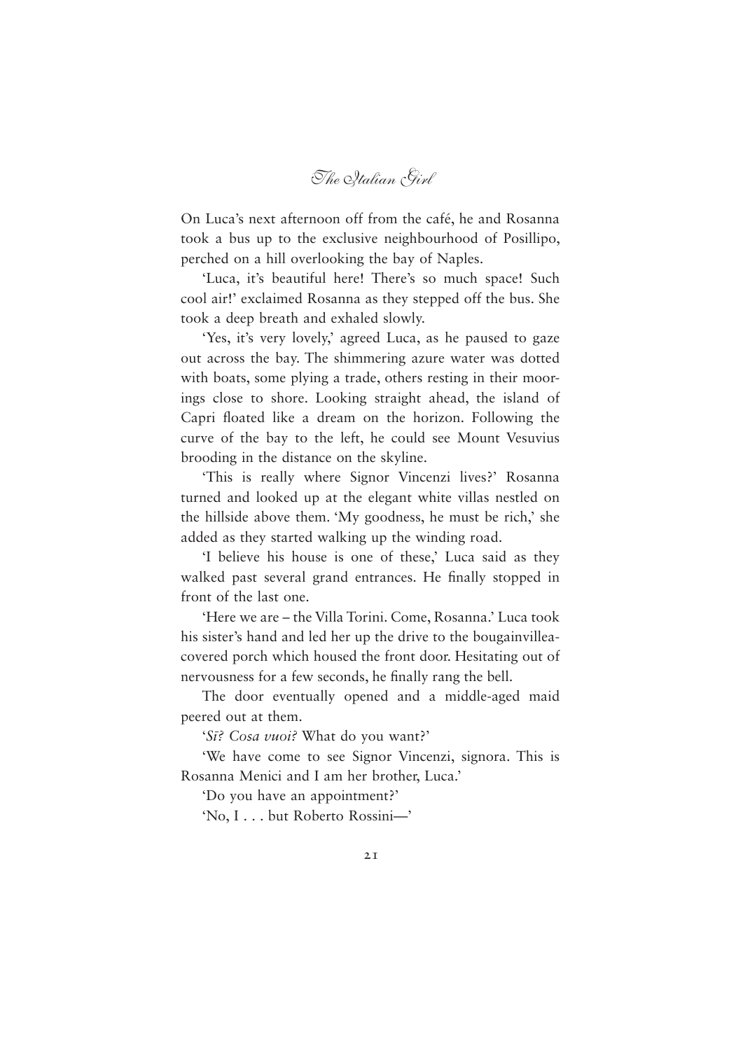On Luca's next afternoon off from the café, he and Rosanna took a bus up to the exclusive neighbourhood of Posillipo, perched on a hill overlooking the bay of Naples.

'Luca, it's beautiful here! There's so much space! Such cool air!' exclaimed Rosanna as they stepped off the bus. She took a deep breath and exhaled slowly.

'Yes, it's very lovely,' agreed Luca, as he paused to gaze out across the bay. The shimmering azure water was dotted with boats, some plying a trade, others resting in their moorings close to shore. Looking straight ahead, the island of Capri floated like a dream on the horizon. Following the curve of the bay to the left, he could see Mount Vesuvius brooding in the distance on the skyline.

'This is really where Signor Vincenzi lives?' Rosanna turned and looked up at the elegant white villas nestled on the hillside above them. 'My goodness, he must be rich,' she added as they started walking up the winding road.

'I believe his house is one of these,' Luca said as they walked past several grand entrances. He finally stopped in front of the last one.

'Here we are – the Villa Torini. Come, Rosanna.' Luca took his sister's hand and led her up the drive to the bougainvillea-covered porch which housed the front door. Hesitating out of nervousness for a few seconds, he finally rang the bell.

The door eventually opened and a middle-aged maid peered out at them.

'*Sì? Cosa vuoi?* What do you want?'

'We have come to see Signor Vincenzi, signora. This is Rosanna Menici and I am her brother, Luca.'

'Do you have an appointment?'

'No, I . . . but Roberto Rossini—'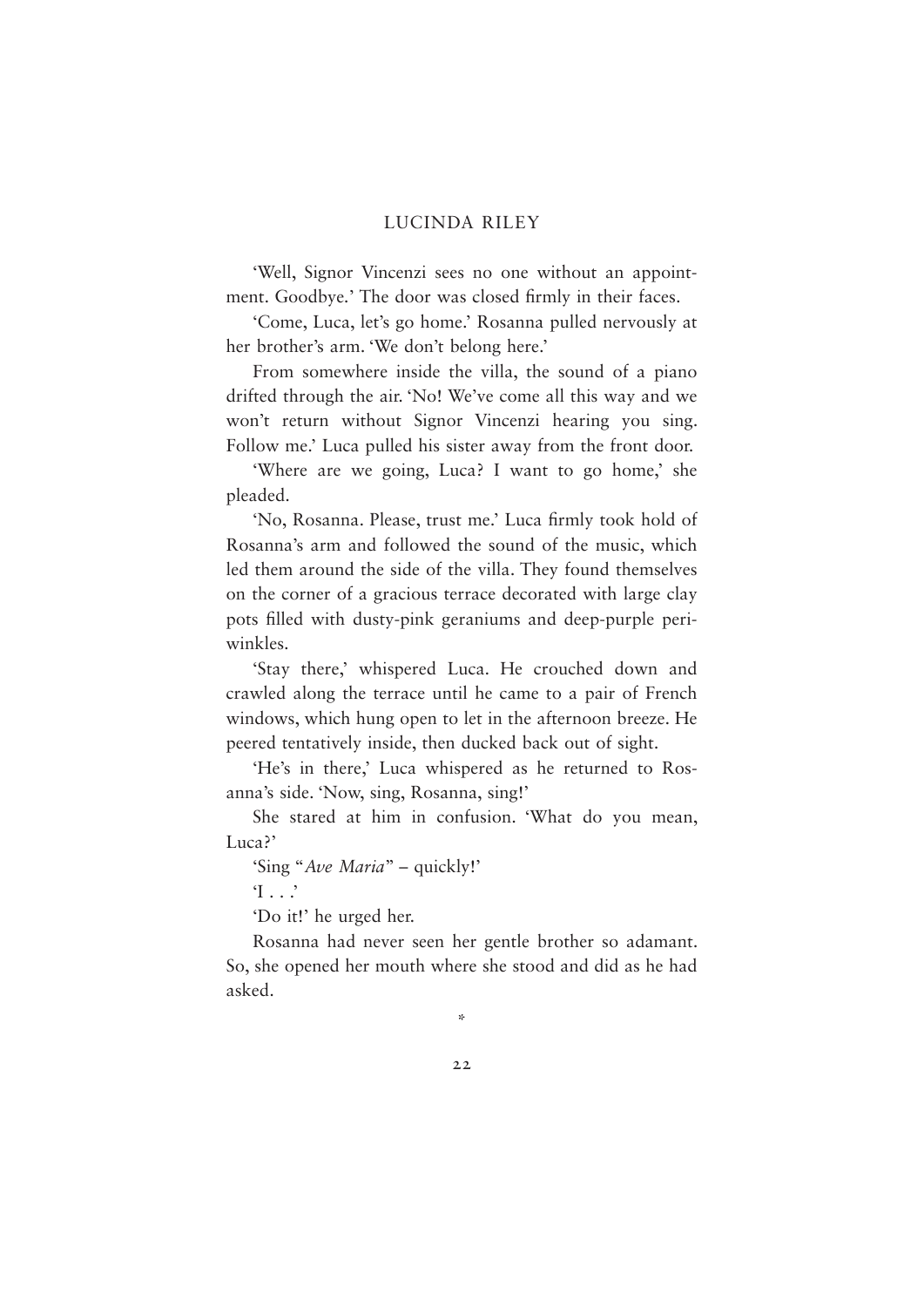'Well, Signor Vincenzi sees no one without an appointment. Goodbye.' The door was closed firmly in their faces.

'Come, Luca, let's go home.' Rosanna pulled nervously at her brother's arm. 'We don't belong here.'

From somewhere inside the villa, the sound of a piano drifted through the air. 'No! We've come all this way and we won't return without Signor Vincenzi hearing you sing. Follow me.' Luca pulled his sister away from the front door.

'Where are we going, Luca? I want to go home,' she pleaded.

'No, Rosanna. Please, trust me.' Luca firmly took hold of Rosanna's arm and followed the sound of the music, which led them around the side of the villa. They found themselves on the corner of a gracious terrace decorated with large clay pots filled with dusty-pink geraniums and deep-purple periwinkles.

'Stay there,' whispered Luca. He crouched down and crawled along the terrace until he came to a pair of French windows, which hung open to let in the afternoon breeze. He peered tentatively inside, then ducked back out of sight.

'He's in there,' Luca whispered as he returned to Rosanna's side. 'Now, sing, Rosanna, sing!'

She stared at him in confusion. 'What do you mean, Luca?'

'Sing "*Ave Maria*" – quickly!'

'I . . .'

'Do it!' he urged her.

Rosanna had never seen her gentle brother so adamant. So, she opened her mouth where she stood and did as he had asked.

*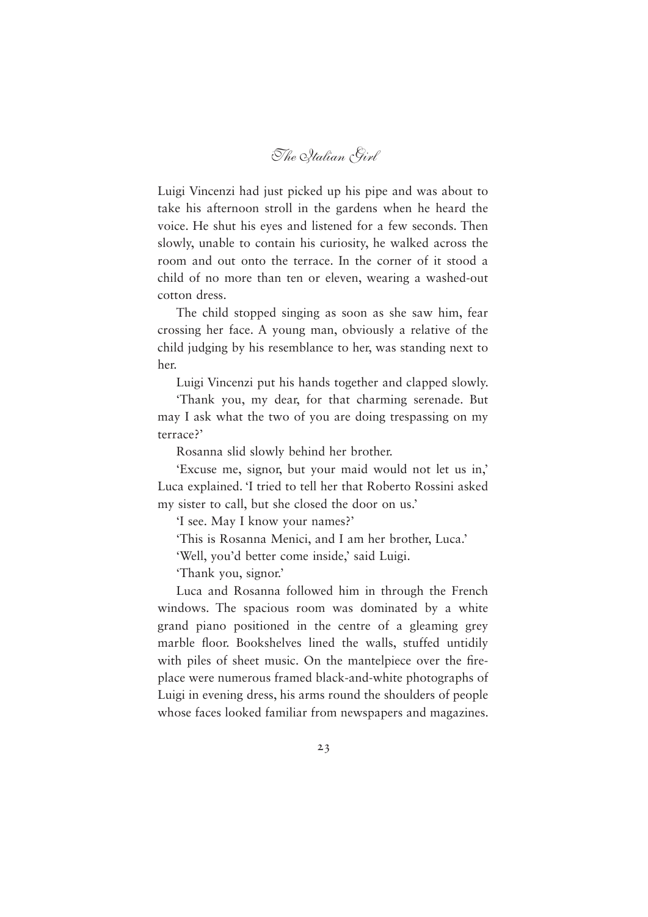Luigi Vincenzi had just picked up his pipe and was about to take his afternoon stroll in the gardens when he heard the voice. He shut his eyes and listened for a few seconds. Then slowly, unable to contain his curiosity, he walked across the room and out onto the terrace. In the corner of it stood a child of no more than ten or eleven, wearing a washed-out cotton dress.

The child stopped singing as soon as she saw him, fear crossing her face. A young man, obviously a relative of the child judging by his resemblance to her, was standing next to her.

Luigi Vincenzi put his hands together and clapped slowly.

'Thank you, my dear, for that charming serenade. But may I ask what the two of you are doing trespassing on my terrace?'

Rosanna slid slowly behind her brother.

'Excuse me, signor, but your maid would not let us in,' Luca explained. 'I tried to tell her that Roberto Rossini asked my sister to call, but she closed the door on us.'

'I see. May I know your names?'

'This is Rosanna Menici, and I am her brother, Luca.'

'Well, you'd better come inside,' said Luigi.

'Thank you, signor.'

Luca and Rosanna followed him in through the French windows. The spacious room was dominated by a white grand piano positioned in the centre of a gleaming grey marble floor. Bookshelves lined the walls, stuffed untidily with piles of sheet music. On the mantelpiece over the fireplace were numerous framed black-and-white photographs of Luigi in evening dress, his arms round the shoulders of people whose faces looked familiar from newspapers and magazines.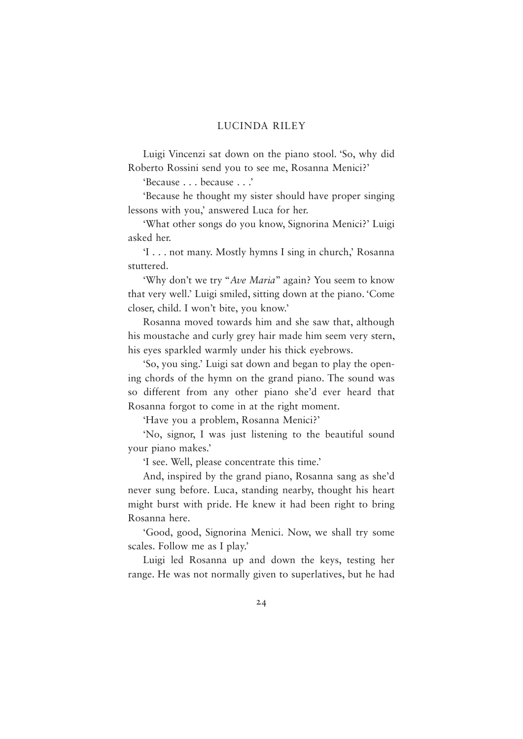Luigi Vincenzi sat down on the piano stool. 'So, why did Roberto Rossini send you to see me, Rosanna Menici?'

'Because . . . because . . .'

'Because he thought my sister should have proper singing lessons with you,' answered Luca for her.

'What other songs do you know, Signorina Menici?' Luigi asked her.

'I . . . not many. Mostly hymns I sing in church,' Rosanna stuttered.

'Why don't we try "*Ave Maria*" again? You seem to know that very well.' Luigi smiled, sitting down at the piano. 'Come closer, child. I won't bite, you know.'

Rosanna moved towards him and she saw that, although his moustache and curly grey hair made him seem very stern, his eyes sparkled warmly under his thick eyebrows.

'So, you sing.' Luigi sat down and began to play the opening chords of the hymn on the grand piano. The sound was so different from any other piano she'd ever heard that Rosanna forgot to come in at the right moment.

'Have you a problem, Rosanna Menici?'

'No, signor, I was just listening to the beautiful sound your piano makes.'

'I see. Well, please concentrate this time.'

And, inspired by the grand piano, Rosanna sang as she'd never sung before. Luca, standing nearby, thought his heart might burst with pride. He knew it had been right to bring Rosanna here.

'Good, good, Signorina Menici. Now, we shall try some scales. Follow me as I play.'

Luigi led Rosanna up and down the keys, testing her range. He was not normally given to superlatives, but he had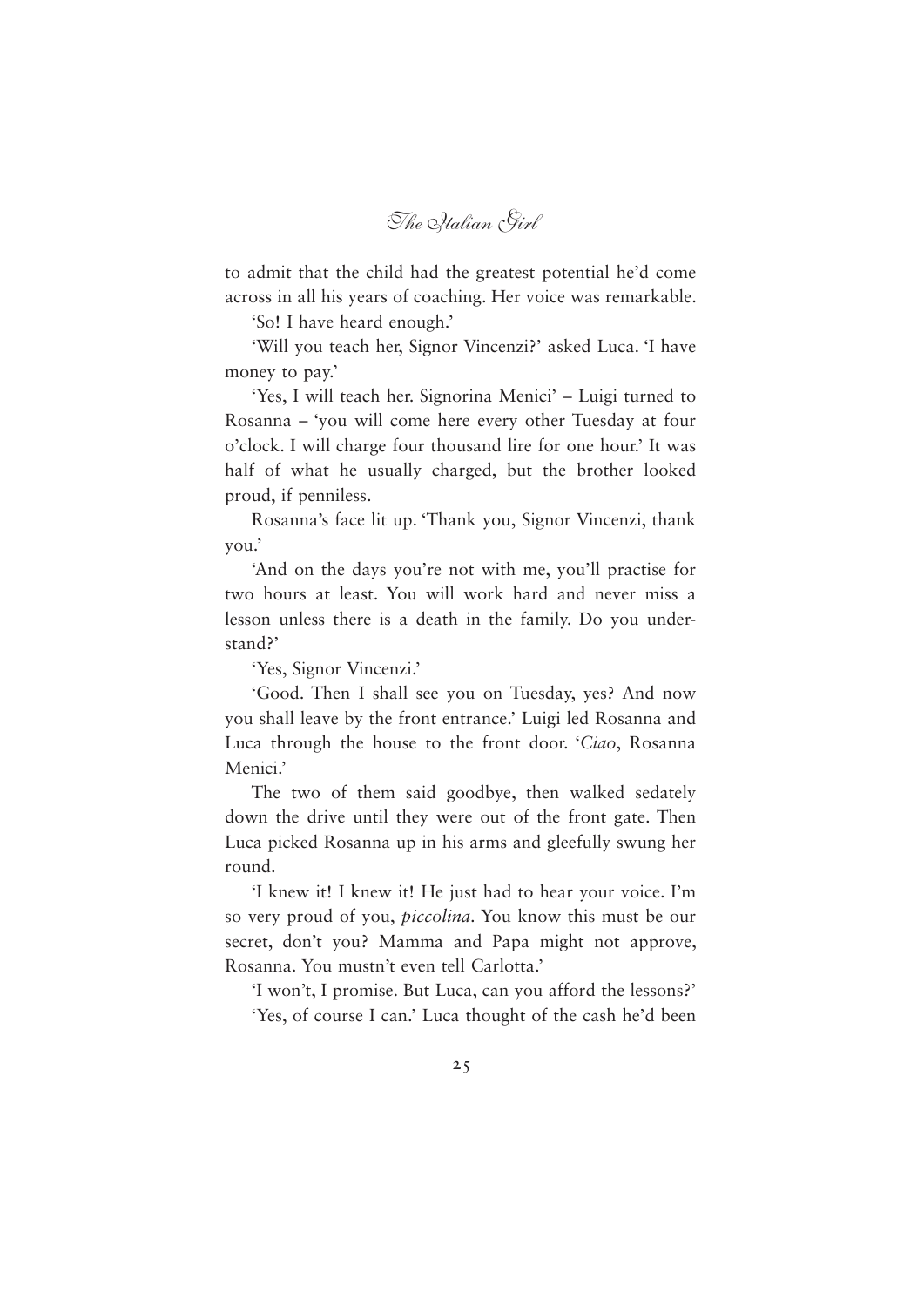to admit that the child had the greatest potential he'd come across in all his years of coaching. Her voice was remarkable.

'So! I have heard enough.'

'Will you teach her, Signor Vincenzi?' asked Luca. 'I have money to pay.'

'Yes, I will teach her. Signorina Menici' – Luigi turned to Rosanna – 'you will come here every other Tuesday at four o'clock. I will charge four thousand lire for one hour.' It was half of what he usually charged, but the brother looked proud, if penniless.

Rosanna's face lit up. 'Thank you, Signor Vincenzi, thank you.'

'And on the days you're not with me, you'll practise for two hours at least. You will work hard and never miss a lesson unless there is a death in the family. Do you understand?'

'Yes, Signor Vincenzi.'

'Good. Then I shall see you on Tuesday, yes? And now you shall leave by the front entrance.' Luigi led Rosanna and Luca through the house to the front door. '*Ciao*, Rosanna Menici.'

The two of them said goodbye, then walked sedately down the drive until they were out of the front gate. Then Luca picked Rosanna up in his arms and gleefully swung her round.

'I knew it! I knew it! He just had to hear your voice. I'm so very proud of you, *piccolina*. You know this must be our secret, don't you? Mamma and Papa might not approve, Rosanna. You mustn't even tell Carlotta.'

'I won't, I promise. But Luca, can you afford the lessons?'

'Yes, of course I can.' Luca thought of the cash he'd been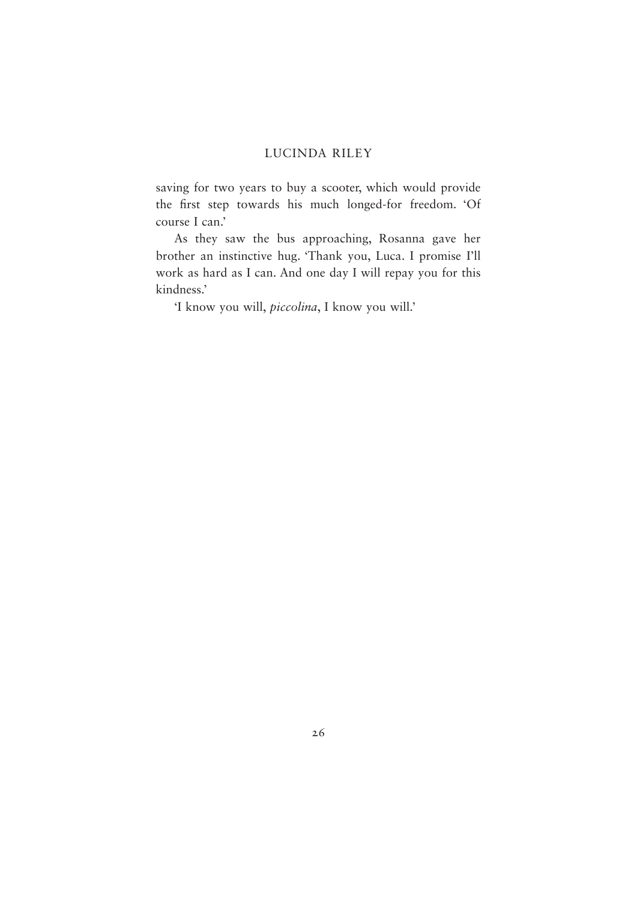saving for two years to buy a scooter, which would provide the first step towards his much longed-for freedom. 'Of course I can.'

As they saw the bus approaching, Rosanna gave her brother an instinctive hug. 'Thank you, Luca. I promise I'll work as hard as I can. And one day I will repay you for this kindness.'

'I know you will, *piccolina*, I know you will.'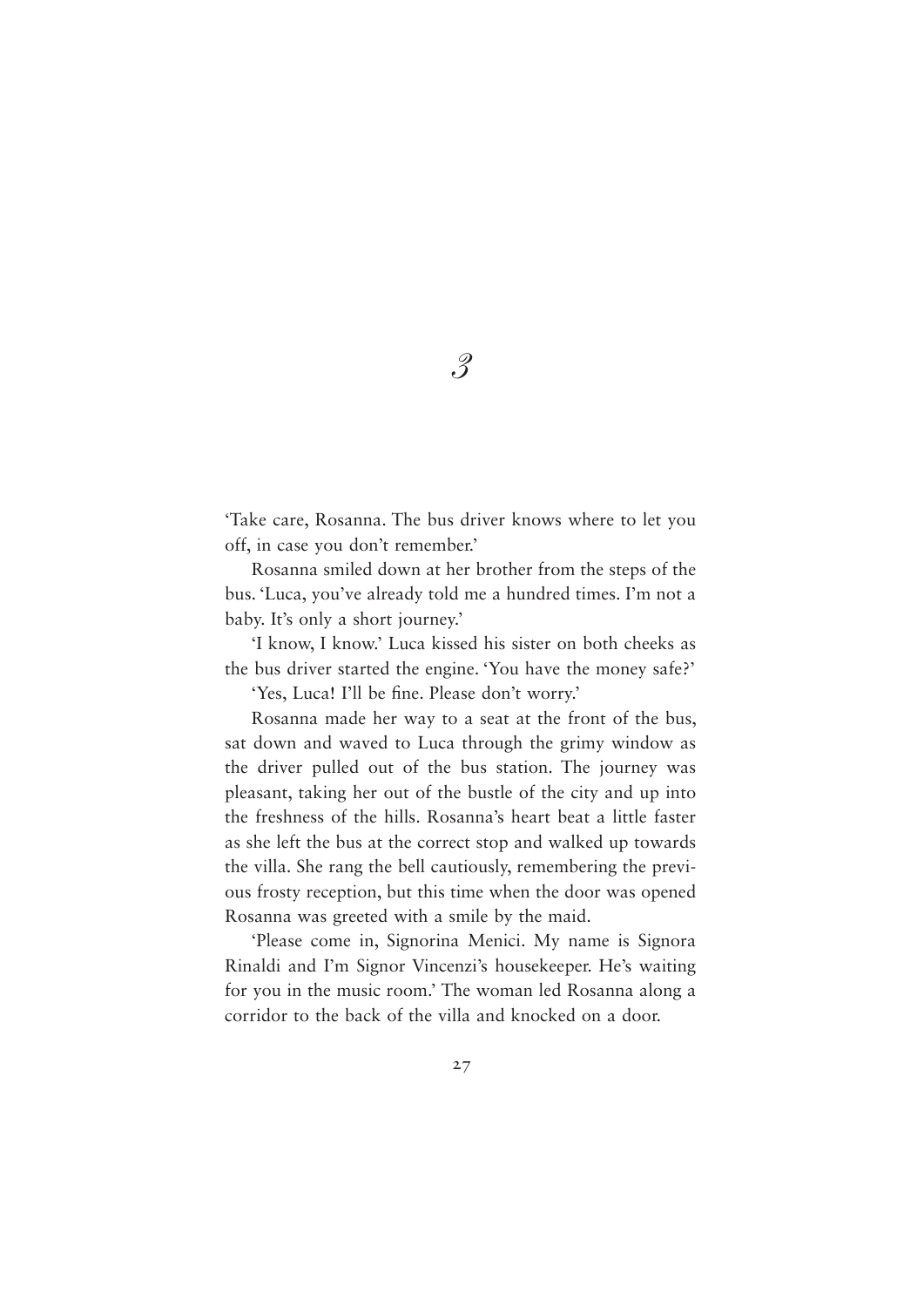# 3

'Take care, Rosanna. The bus driver knows where to let you off, in case you don't remember.'

Rosanna smiled down at her brother from the steps of the bus. 'Luca, you've already told me a hundred times. I'm not a baby. It's only a short journey.'

'I know, I know.' Luca kissed his sister on both cheeks as the bus driver started the engine. 'You have the money safe?'

'Yes, Luca! I'll be fine. Please don't worry.'

Rosanna made her way to a seat at the front of the bus, sat down and waved to Luca through the grimy window as the driver pulled out of the bus station. The journey was pleasant, taking her out of the bustle of the city and up into the freshness of the hills. Rosanna's heart beat a little faster as she left the bus at the correct stop and walked up towards the villa. She rang the bell cautiously, remembering the previous frosty reception, but this time when the door was opened Rosanna was greeted with a smile by the maid.

'Please come in, Signorina Menici. My name is Signora Rinaldi and I'm Signor Vincenzi's housekeeper. He's waiting for you in the music room.' The woman led Rosanna along a corridor to the back of the villa and knocked on a door.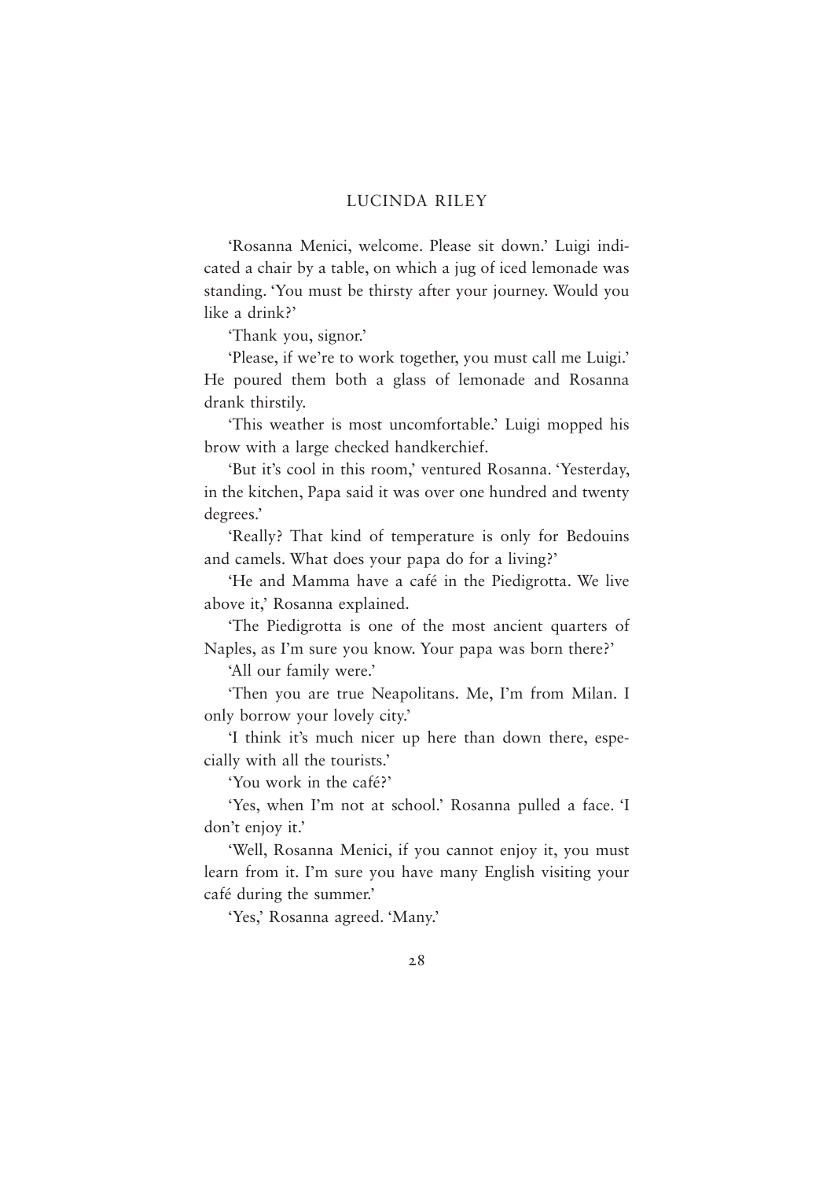'Rosanna Menici, welcome. Please sit down.' Luigi indicated a chair by a table, on which a jug of iced lemonade was standing. 'You must be thirsty after your journey. Would you like a drink?'

'Thank you, signor.'

'Please, if we're to work together, you must call me Luigi.' He poured them both a glass of lemonade and Rosanna drank thirstily.

'This weather is most uncomfortable.' Luigi mopped his brow with a large checked handkerchief.

'But it's cool in this room,' ventured Rosanna. 'Yesterday, in the kitchen, Papa said it was over one hundred and twenty degrees.'

'Really? That kind of temperature is only for Bedouins and camels. What does your papa do for a living?'

'He and Mamma have a café in the Piedigrotta. We live above it,' Rosanna explained.

'The Piedigrotta is one of the most ancient quarters of Naples, as I'm sure you know. Your papa was born there?'

'All our family were.'

'Then you are true Neapolitans. Me, I'm from Milan. I only borrow your lovely city.'

'I think it's much nicer up here than down there, especially with all the tourists.'

'You work in the café?'

'Yes, when I'm not at school.' Rosanna pulled a face. 'I don't enjoy it.'

'Well, Rosanna Menici, if you cannot enjoy it, you must learn from it. I'm sure you have many English visiting your café during the summer.'

'Yes,' Rosanna agreed. 'Many.'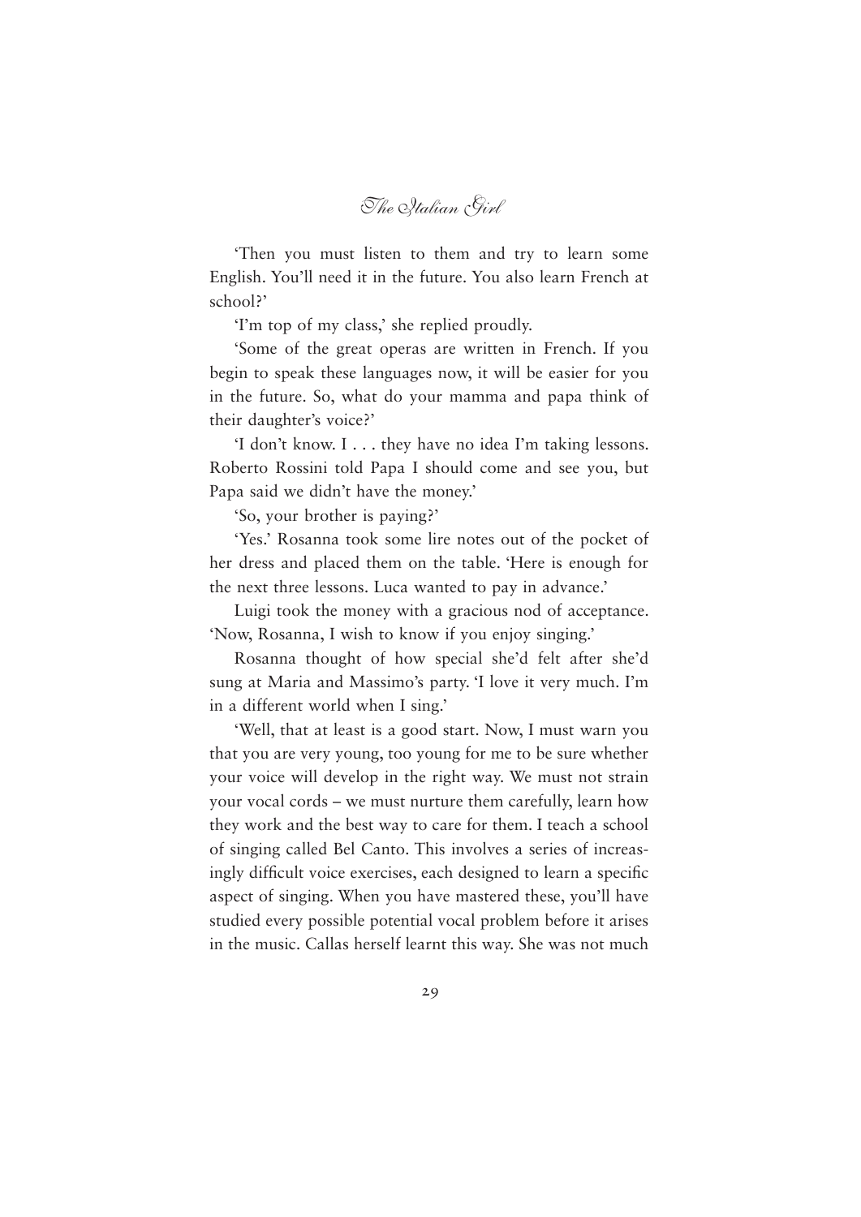'Then you must listen to them and try to learn some English. You'll need it in the future. You also learn French at school?'

'I'm top of my class,' she replied proudly.

'Some of the great operas are written in French. If you begin to speak these languages now, it will be easier for you in the future. So, what do your mamma and papa think of their daughter's voice?'

'I don't know. I . . . they have no idea I'm taking lessons. Roberto Rossini told Papa I should come and see you, but Papa said we didn't have the money.'

'So, your brother is paying?'

'Yes.' Rosanna took some lire notes out of the pocket of her dress and placed them on the table. 'Here is enough for the next three lessons. Luca wanted to pay in advance.'

Luigi took the money with a gracious nod of acceptance. 'Now, Rosanna, I wish to know if you enjoy singing.'

Rosanna thought of how special she'd felt after she'd sung at Maria and Massimo's party. 'I love it very much. I'm in a different world when I sing.'

'Well, that at least is a good start. Now, I must warn you that you are very young, too young for me to be sure whether your voice will develop in the right way. We must not strain your vocal cords – we must nurture them carefully, learn how they work and the best way to care for them. I teach a school of singing called Bel Canto. This involves a series of increasingly difficult voice exercises, each designed to learn a specific aspect of singing. When you have mastered these, you'll have studied every possible potential vocal problem before it arises in the music. Callas herself learnt this way. She was not much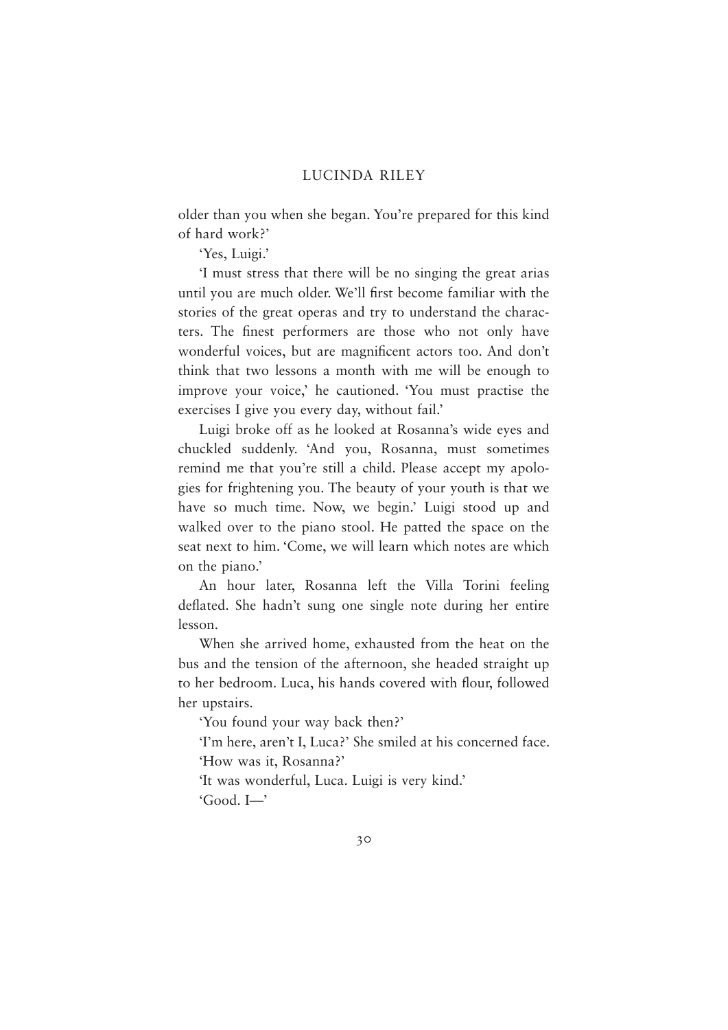older than you when she began. You're prepared for this kind of hard work?'

'Yes, Luigi.'

'I must stress that there will be no singing the great arias until you are much older. We'll first become familiar with the stories of the great operas and try to understand the characters. The finest performers are those who not only have wonderful voices, but are magnificent actors too. And don't think that two lessons a month with me will be enough to improve your voice,' he cautioned. 'You must practise the exercises I give you every day, without fail.'

Luigi broke off as he looked at Rosanna's wide eyes and chuckled suddenly. 'And you, Rosanna, must sometimes remind me that you're still a child. Please accept my apologies for frightening you. The beauty of your youth is that we have so much time. Now, we begin.' Luigi stood up and walked over to the piano stool. He patted the space on the seat next to him. 'Come, we will learn which notes are which on the piano.'

An hour later, Rosanna left the Villa Torini feeling deflated. She hadn't sung one single note during her entire lesson.

When she arrived home, exhausted from the heat on the bus and the tension of the afternoon, she headed straight up to her bedroom. Luca, his hands covered with flour, followed her upstairs.

'You found your way back then?'

'I'm here, aren't I, Luca?' She smiled at his concerned face.

'How was it, Rosanna?'

'It was wonderful, Luca. Luigi is very kind.'

'Good. I—'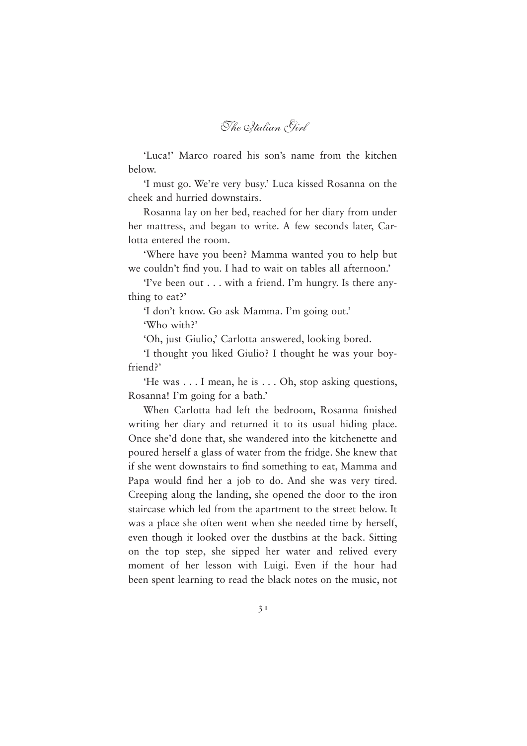'Luca!' Marco roared his son's name from the kitchen below.

'I must go. We're very busy.' Luca kissed Rosanna on the cheek and hurried downstairs.

Rosanna lay on her bed, reached for her diary from under her mattress, and began to write. A few seconds later, Carlotta entered the room.

'Where have you been? Mamma wanted you to help but we couldn't find you. I had to wait on tables all afternoon.'

'I've been out . . . with a friend. I'm hungry. Is there anything to eat?'

'I don't know. Go ask Mamma. I'm going out.'

'Who with?'

'Oh, just Giulio,' Carlotta answered, looking bored.

'I thought you liked Giulio? I thought he was your boyfriend?'

'He was . . . I mean, he is . . . Oh, stop asking questions, Rosanna! I'm going for a bath.'

When Carlotta had left the bedroom, Rosanna finished writing her diary and returned it to its usual hiding place. Once she'd done that, she wandered into the kitchenette and poured herself a glass of water from the fridge. She knew that if she went downstairs to find something to eat, Mamma and Papa would find her a job to do. And she was very tired. Creeping along the landing, she opened the door to the iron staircase which led from the apartment to the street below. It was a place she often went when she needed time by herself, even though it looked over the dustbins at the back. Sitting on the top step, she sipped her water and relived every moment of her lesson with Luigi. Even if the hour had been spent learning to read the black notes on the music, not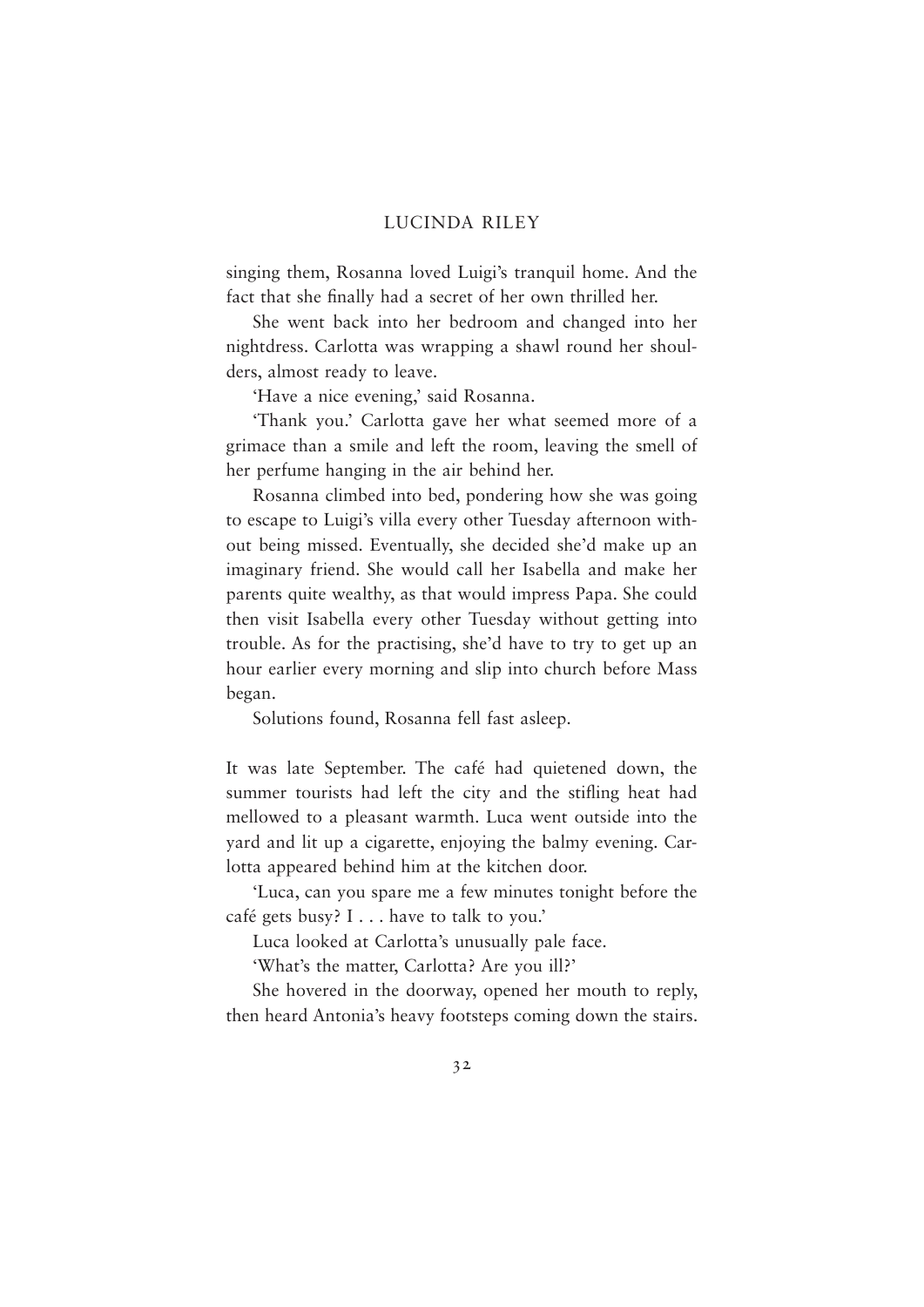singing them, Rosanna loved Luigi's tranquil home. And the fact that she finally had a secret of her own thrilled her.

She went back into her bedroom and changed into her nightdress. Carlotta was wrapping a shawl round her shoulders, almost ready to leave.

'Have a nice evening,' said Rosanna.

'Thank you.' Carlotta gave her what seemed more of a grimace than a smile and left the room, leaving the smell of her perfume hanging in the air behind her.

Rosanna climbed into bed, pondering how she was going to escape to Luigi's villa every other Tuesday afternoon without being missed. Eventually, she decided she'd make up an imaginary friend. She would call her Isabella and make her parents quite wealthy, as that would impress Papa. She could then visit Isabella every other Tuesday without getting into trouble. As for the practising, she'd have to try to get up an hour earlier every morning and slip into church before Mass began.

Solutions found, Rosanna fell fast asleep.

It was late September. The café had quietened down, the summer tourists had left the city and the stifling heat had mellowed to a pleasant warmth. Luca went outside into the yard and lit up a cigarette, enjoying the balmy evening. Carlotta appeared behind him at the kitchen door.

'Luca, can you spare me a few minutes tonight before the café gets busy? I . . . have to talk to you.'

Luca looked at Carlotta's unusually pale face.

'What's the matter, Carlotta? Are you ill?'

She hovered in the doorway, opened her mouth to reply, then heard Antonia's heavy footsteps coming down the stairs.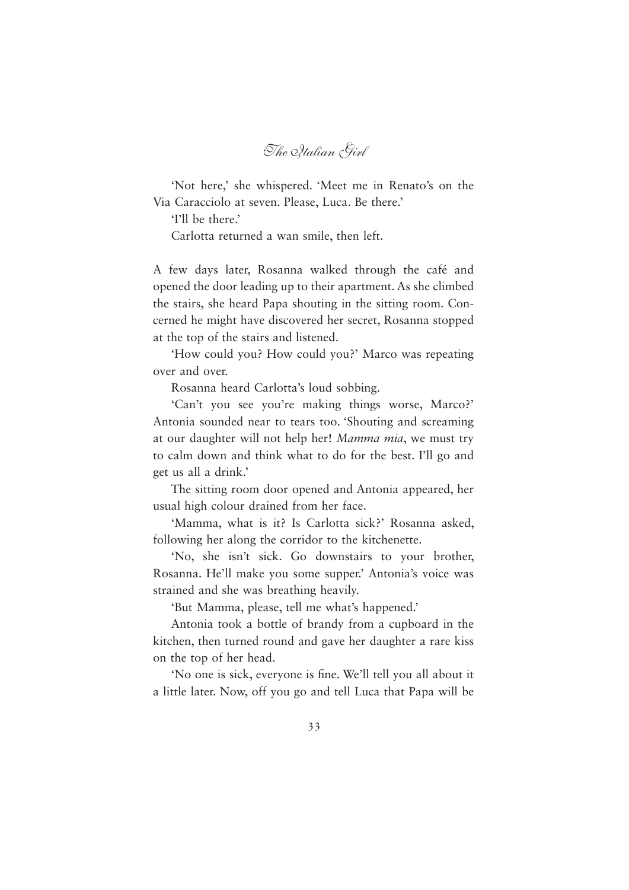'Not here,' she whispered. 'Meet me in Renato's on the Via Caracciolo at seven. Please, Luca. Be there.'

'I'll be there.'

Carlotta returned a wan smile, then left.

A few days later, Rosanna walked through the café and opened the door leading up to their apartment. As she climbed the stairs, she heard Papa shouting in the sitting room. Concerned he might have discovered her secret, Rosanna stopped at the top of the stairs and listened.

'How could you? How could you?' Marco was repeating over and over.

Rosanna heard Carlotta's loud sobbing.

'Can't you see you're making things worse, Marco?' Antonia sounded near to tears too. 'Shouting and screaming at our daughter will not help her! *Mamma mia*, we must try to calm down and think what to do for the best. I'll go and get us all a drink.'

The sitting room door opened and Antonia appeared, her usual high colour drained from her face.

'Mamma, what is it? Is Carlotta sick?' Rosanna asked, following her along the corridor to the kitchenette.

'No, she isn't sick. Go downstairs to your brother, Rosanna. He'll make you some supper.' Antonia's voice was strained and she was breathing heavily.

'But Mamma, please, tell me what's happened.'

Antonia took a bottle of brandy from a cupboard in the kitchen, then turned round and gave her daughter a rare kiss on the top of her head.

'No one is sick, everyone is fine. We'll tell you all about it a little later. Now, off you go and tell Luca that Papa will be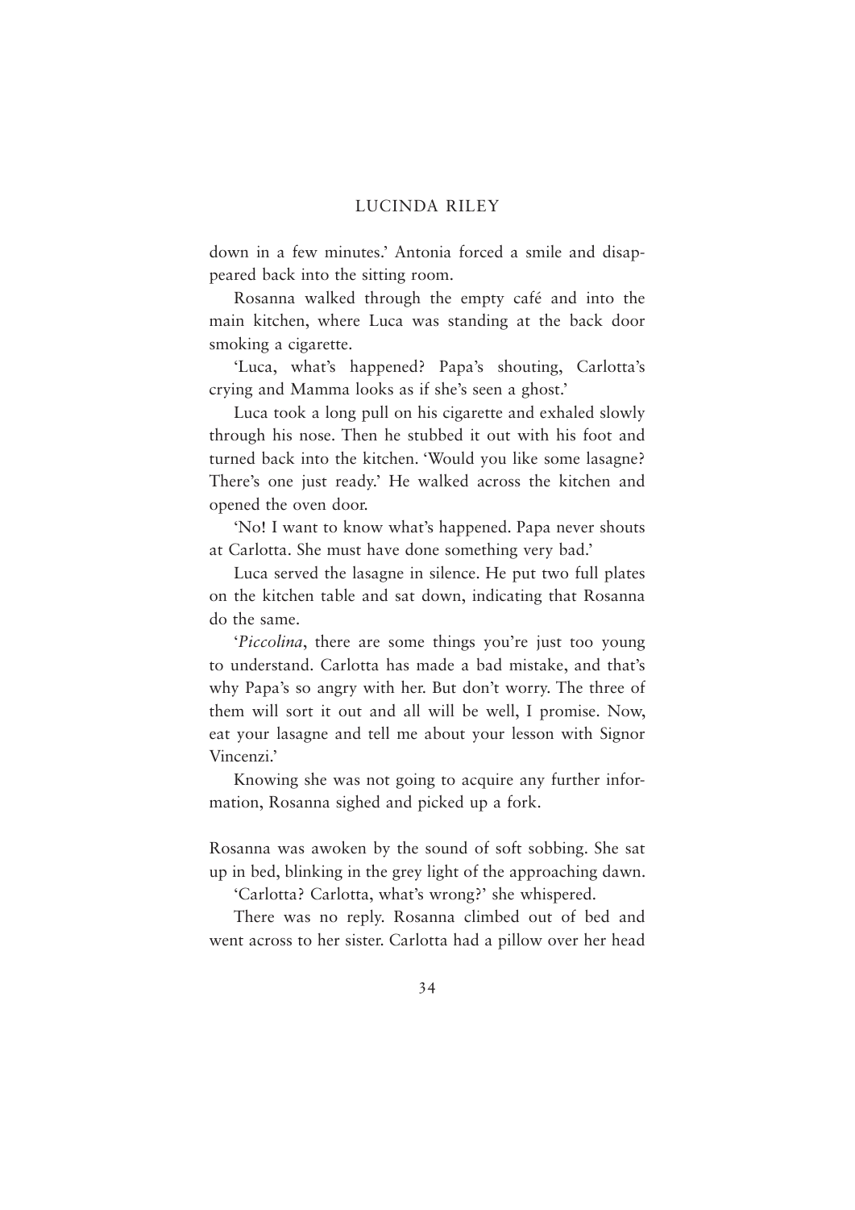down in a few minutes.' Antonia forced a smile and disappeared back into the sitting room.

Rosanna walked through the empty café and into the main kitchen, where Luca was standing at the back door smoking a cigarette.

'Luca, what's happened? Papa's shouting, Carlotta's crying and Mamma looks as if she's seen a ghost.'

Luca took a long pull on his cigarette and exhaled slowly through his nose. Then he stubbed it out with his foot and turned back into the kitchen. 'Would you like some lasagne? There's one just ready.' He walked across the kitchen and opened the oven door.

'No! I want to know what's happened. Papa never shouts at Carlotta. She must have done something very bad.'

Luca served the lasagne in silence. He put two full plates on the kitchen table and sat down, indicating that Rosanna do the same.

'*Piccolina*, there are some things you're just too young to understand. Carlotta has made a bad mistake, and that's why Papa's so angry with her. But don't worry. The three of them will sort it out and all will be well, I promise. Now, eat your lasagne and tell me about your lesson with Signor Vincenzi.'

Knowing she was not going to acquire any further information, Rosanna sighed and picked up a fork.

Rosanna was awoken by the sound of soft sobbing. She sat up in bed, blinking in the grey light of the approaching dawn.

'Carlotta? Carlotta, what's wrong?' she whispered.

There was no reply. Rosanna climbed out of bed and went across to her sister. Carlotta had a pillow over her head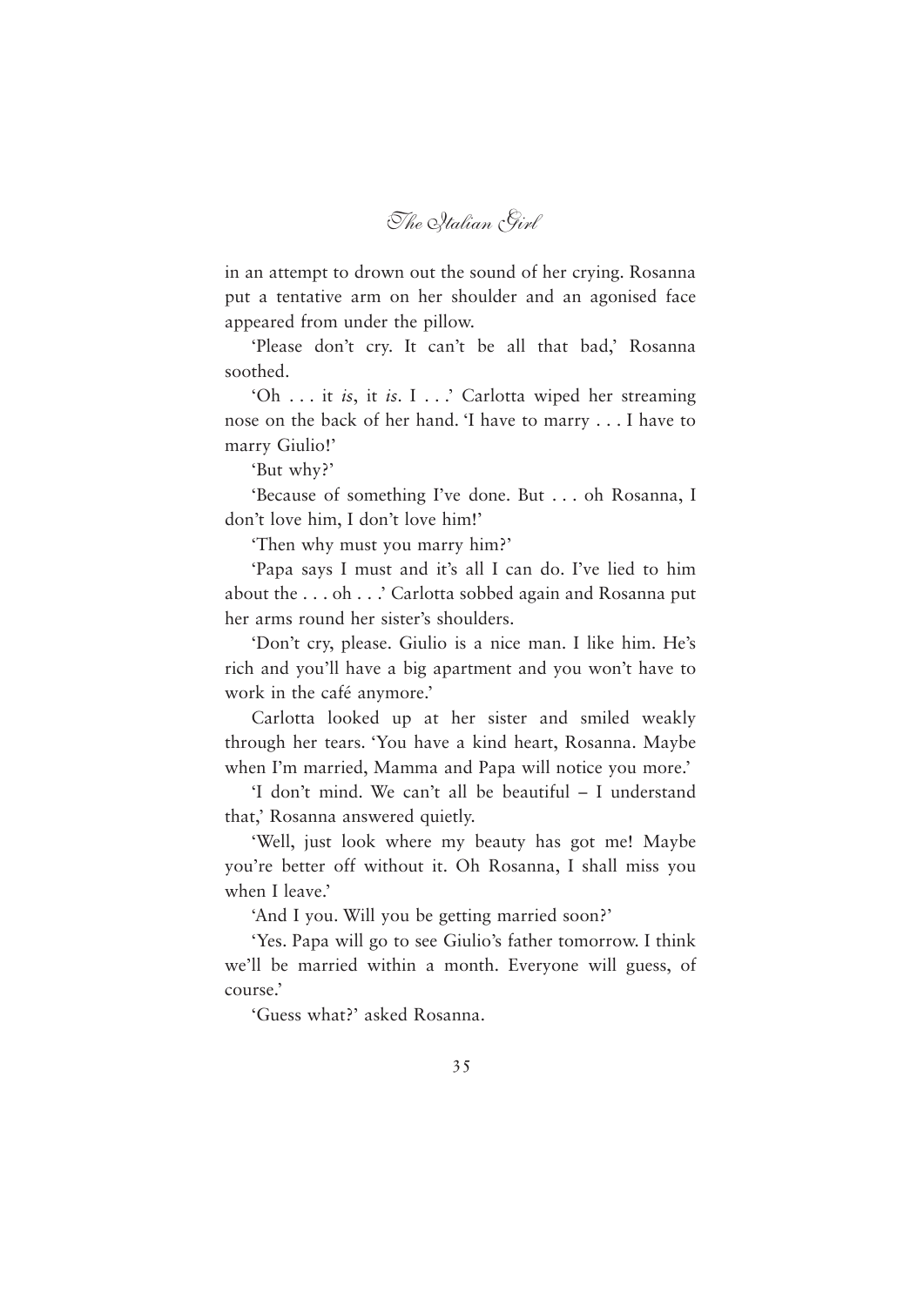in an attempt to drown out the sound of her crying. Rosanna put a tentative arm on her shoulder and an agonised face appeared from under the pillow.

'Please don't cry. It can't be all that bad,' Rosanna soothed.

'Oh . . . it *is*, it *is*. I . . .' Carlotta wiped her streaming nose on the back of her hand. 'I have to marry . . . I have to marry Giulio!'

'But why?'

'Because of something I've done. But . . . oh Rosanna, I don't love him, I don't love him!'

'Then why must you marry him?'

'Papa says I must and it's all I can do. I've lied to him about the . . . oh . . .' Carlotta sobbed again and Rosanna put her arms round her sister's shoulders.

'Don't cry, please. Giulio is a nice man. I like him. He's rich and you'll have a big apartment and you won't have to work in the café anymore.'

Carlotta looked up at her sister and smiled weakly through her tears. 'You have a kind heart, Rosanna. Maybe when I'm married, Mamma and Papa will notice you more.'

'I don't mind. We can't all be beautiful – I understand that,' Rosanna answered quietly.

'Well, just look where my beauty has got me! Maybe you're better off without it. Oh Rosanna, I shall miss you when I leave.'

'And I you. Will you be getting married soon?'

'Yes. Papa will go to see Giulio's father tomorrow. I think we'll be married within a month. Everyone will guess, of course.'

'Guess what?' asked Rosanna.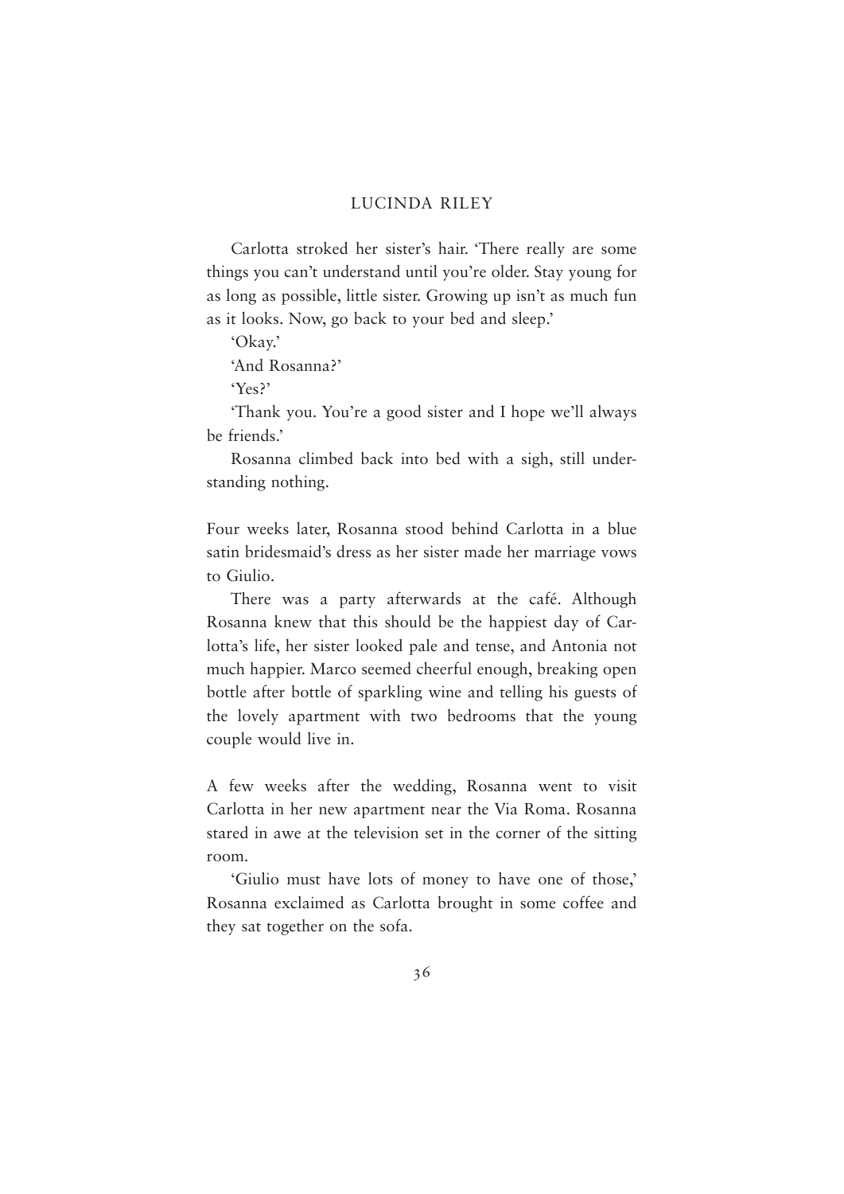Carlotta stroked her sister's hair. 'There really are some things you can't understand until you're older. Stay young for as long as possible, little sister. Growing up isn't as much fun as it looks. Now, go back to your bed and sleep.'

'Okay.'

'And Rosanna?'

'Yes?'

'Thank you. You're a good sister and I hope we'll always be friends.'

Rosanna climbed back into bed with a sigh, still understanding nothing.

Four weeks later, Rosanna stood behind Carlotta in a blue satin bridesmaid's dress as her sister made her marriage vows to Giulio.

There was a party afterwards at the café. Although Rosanna knew that this should be the happiest day of Carlotta's life, her sister looked pale and tense, and Antonia not much happier. Marco seemed cheerful enough, breaking open bottle after bottle of sparkling wine and telling his guests of the lovely apartment with two bedrooms that the young couple would live in.

A few weeks after the wedding, Rosanna went to visit Carlotta in her new apartment near the Via Roma. Rosanna stared in awe at the television set in the corner of the sitting room.

'Giulio must have lots of money to have one of those,' Rosanna exclaimed as Carlotta brought in some coffee and they sat together on the sofa.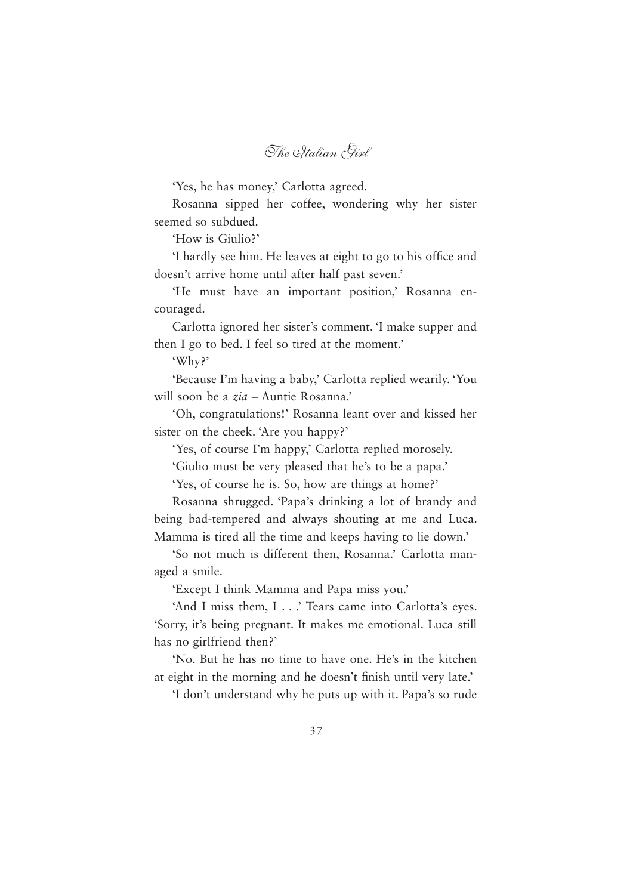'Yes, he has money,' Carlotta agreed.

Rosanna sipped her coffee, wondering why her sister seemed so subdued.

'How is Giulio?'

'I hardly see him. He leaves at eight to go to his office and doesn't arrive home until after half past seven.'

'He must have an important position,' Rosanna encouraged.

Carlotta ignored her sister's comment. 'I make supper and then I go to bed. I feel so tired at the moment.'

'Why?'

'Because I'm having a baby,' Carlotta replied wearily. 'You will soon be a *zia* – Auntie Rosanna.'

'Oh, congratulations!' Rosanna leant over and kissed her sister on the cheek. 'Are you happy?'

'Yes, of course I'm happy,' Carlotta replied morosely.

'Giulio must be very pleased that he's to be a papa.'

'Yes, of course he is. So, how are things at home?'

Rosanna shrugged. 'Papa's drinking a lot of brandy and being bad-tempered and always shouting at me and Luca. Mamma is tired all the time and keeps having to lie down.'

'So not much is different then, Rosanna.' Carlotta managed a smile.

'Except I think Mamma and Papa miss you.'

'And I miss them, I . . .' Tears came into Carlotta's eyes. 'Sorry, it's being pregnant. It makes me emotional. Luca still has no girlfriend then?'

'No. But he has no time to have one. He's in the kitchen at eight in the morning and he doesn't finish until very late.'

'I don't understand why he puts up with it. Papa's so rude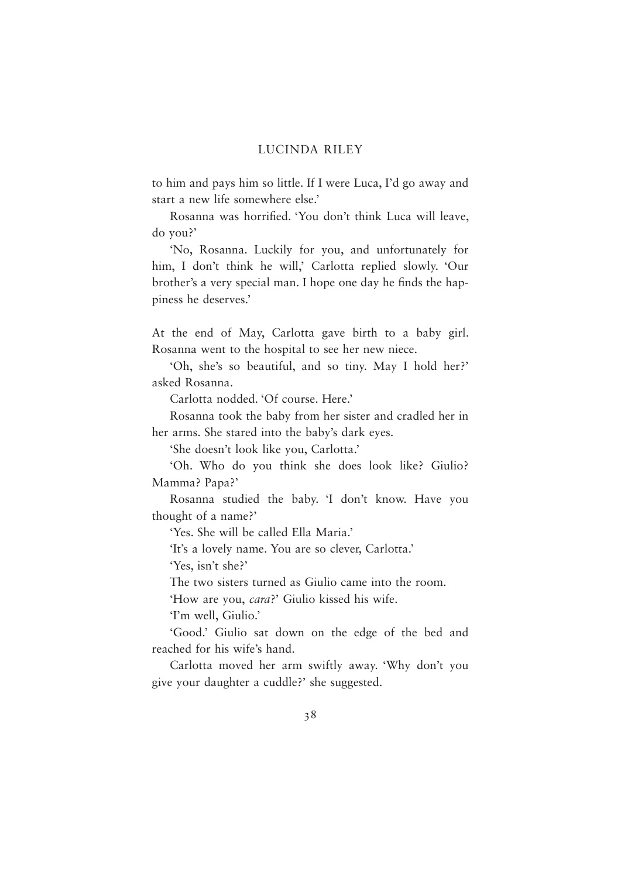to him and pays him so little. If I were Luca, I'd go away and start a new life somewhere else.'

Rosanna was horrified. 'You don't think Luca will leave, do you?'

'No, Rosanna. Luckily for you, and unfortunately for him, I don't think he will,' Carlotta replied slowly. 'Our brother's a very special man. I hope one day he finds the happiness he deserves.'

At the end of May, Carlotta gave birth to a baby girl. Rosanna went to the hospital to see her new niece.

'Oh, she's so beautiful, and so tiny. May I hold her?' asked Rosanna.

Carlotta nodded. 'Of course. Here.'

Rosanna took the baby from her sister and cradled her in her arms. She stared into the baby's dark eyes.

'She doesn't look like you, Carlotta.'

'Oh. Who do you think she does look like? Giulio? Mamma? Papa?'

Rosanna studied the baby. 'I don't know. Have you thought of a name?'

'Yes. She will be called Ella Maria.'

'It's a lovely name. You are so clever, Carlotta.'

'Yes, isn't she?'

The two sisters turned as Giulio came into the room.

'How are you, *cara*?' Giulio kissed his wife.

'I'm well, Giulio.'

'Good.' Giulio sat down on the edge of the bed and reached for his wife's hand.

Carlotta moved her arm swiftly away. 'Why don't you give your daughter a cuddle?' she suggested.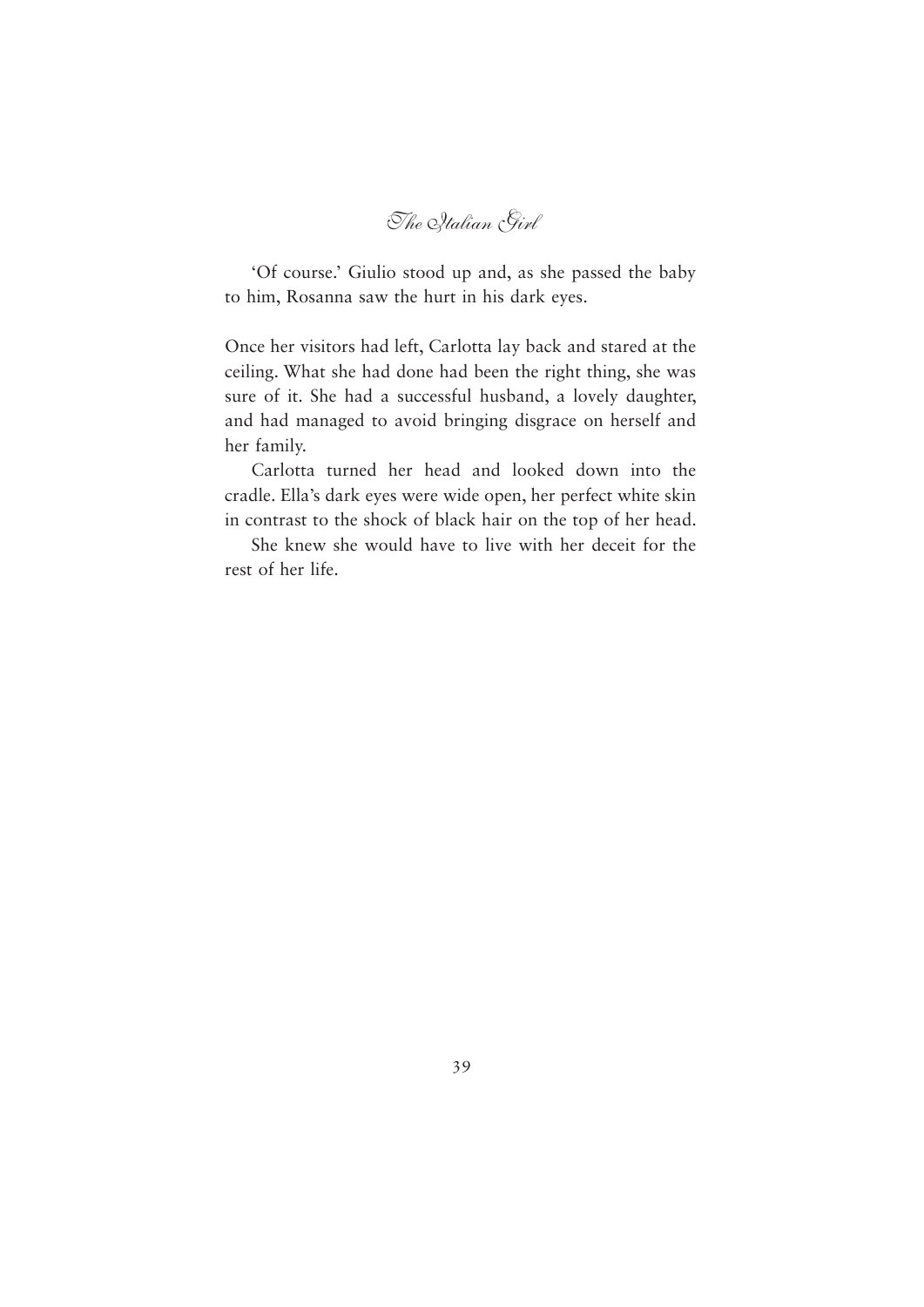'Of course.' Giulio stood up and, as she passed the baby to him, Rosanna saw the hurt in his dark eyes.

Once her visitors had left, Carlotta lay back and stared at the ceiling. What she had done had been the right thing, she was sure of it. She had a successful husband, a lovely daughter, and had managed to avoid bringing disgrace on herself and her family.

Carlotta turned her head and looked down into the cradle. Ella's dark eyes were wide open, her perfect white skin in contrast to the shock of black hair on the top of her head.

She knew she would have to live with her deceit for the rest of her life.